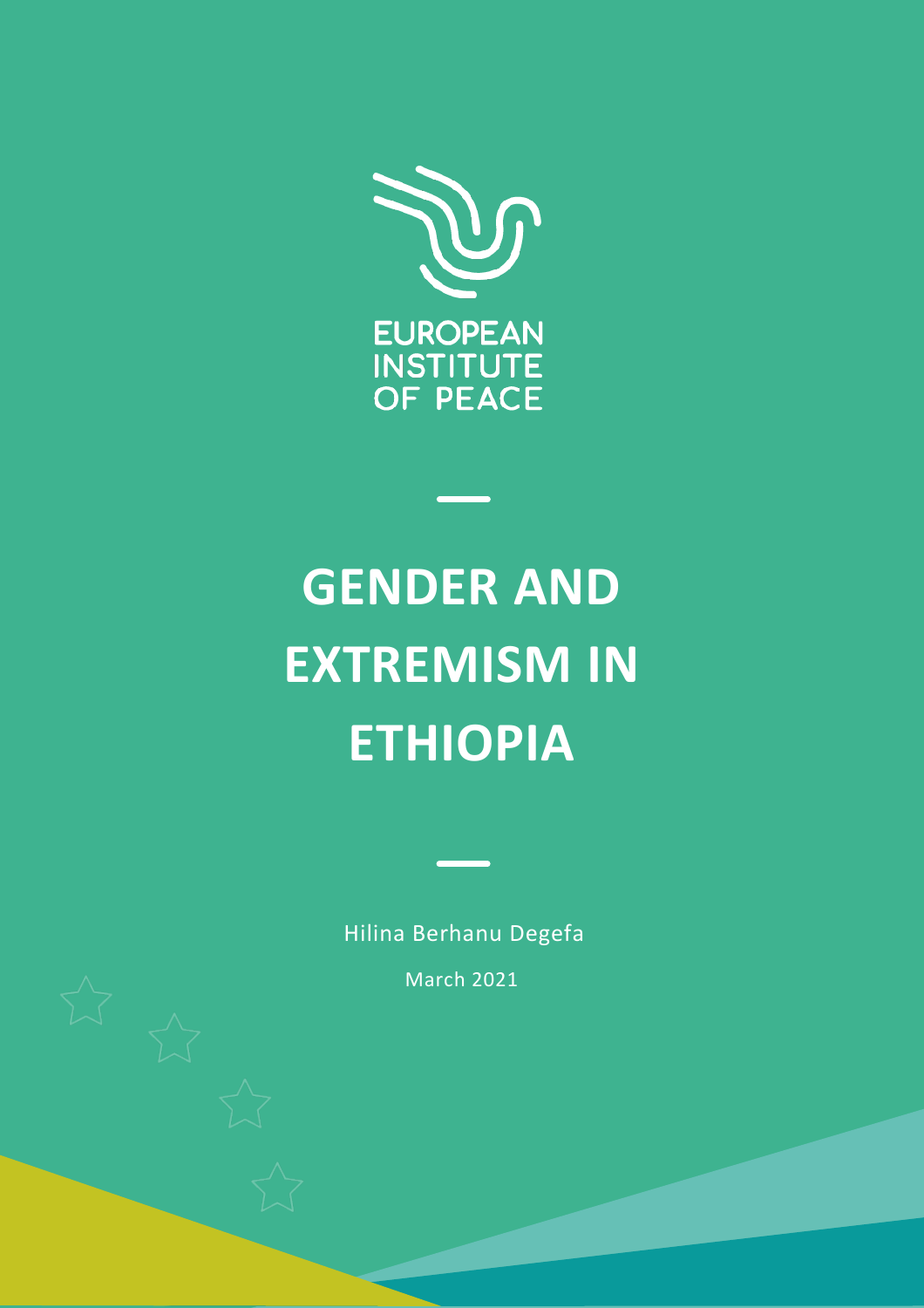EUROPEAN INSTITUTE OF PEACE

# GENDER AND EXTREMISM IN ETHIOPIA

Hilina Berhanu Degefa

March 2021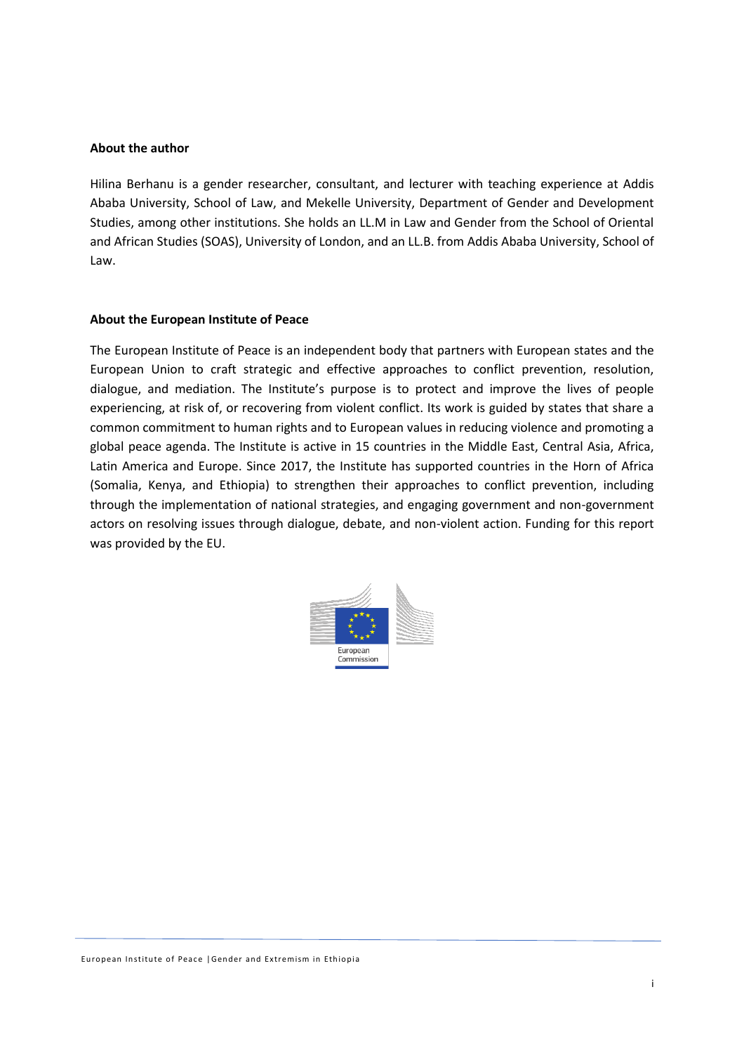**About the author**

Hilina Berhanu is a gender researcher, consultant, and lecturer with teaching experience at Addis Ababa University, School of Law, and Mekelle University, Department of Gender and Development Studies, among other institutions. She holds an LL.M in Law and Gender from the School of Oriental and African Studies (SOAS), University of London, and an LL.B. from Addis Ababa University, School of Law.

**About the European Institute of Peace**

The European Institute of Peace is an independent body that partners with European states and the European Union to craft strategic and effective approaches to conflict prevention, resolution, dialogue, and mediation. The Institute's purpose is to protect and improve the lives of people experiencing, at risk of, or recovering from violent conflict. Its work is guided by states that share a common commitment to human rights and to European values in reducing violence and promoting a global peace agenda. The Institute is active in 15 countries in the Middle East, Central Asia, Africa, Latin America and Europe. Since 2017, the Institute has supported countries in the Horn of Africa (Somalia, Kenya, and Ethiopia) to strengthen their approaches to conflict prevention, including through the implementation of national strategies, and engaging government and non-government actors on resolving issues through dialogue, debate, and non-violent action. Funding for this report was provided by the EU.

European Commission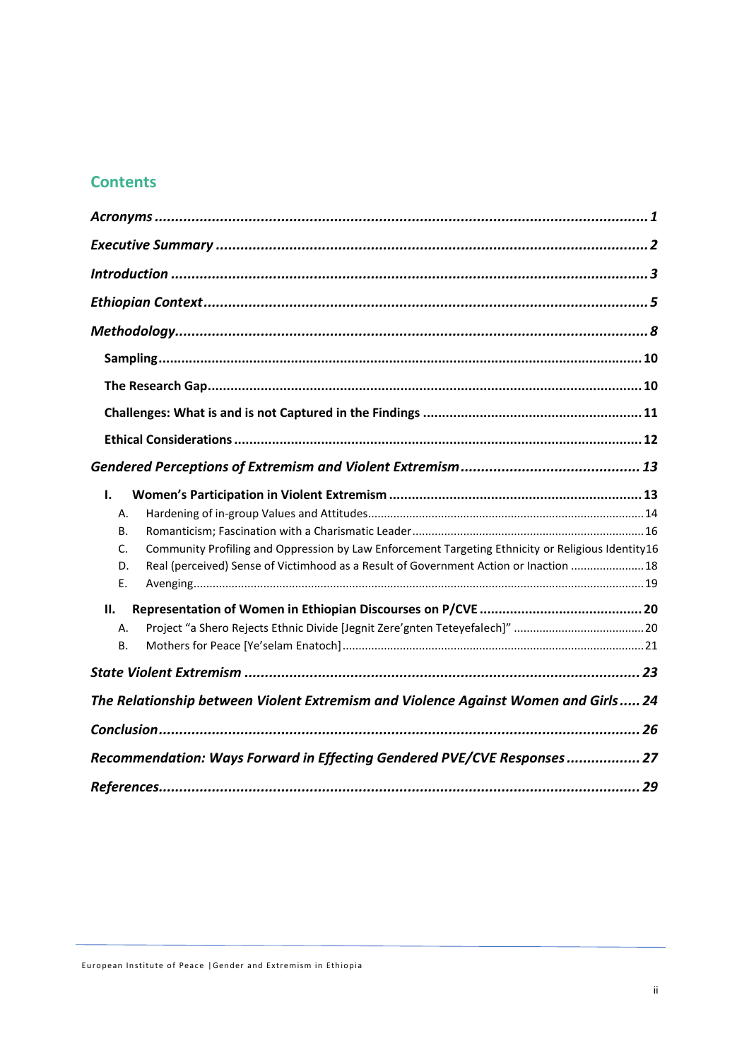## Contents

*Acronyms* ........................................................................................................................ *1*

*Executive Summary* ........................................................................................................ *2*

*Introduction* .................................................................................................................... *3*

*Ethiopian Context* ............................................................................................................ *5*

*Methodology* .................................................................................................................... *8*

**Sampling** ........................................................................................................................ **10**

**The Research Gap** .......................................................................................................... **10**

**Challenges: What is and is not Captured in the Findings** ............................................ **11**

**Ethical Considerations** ................................................................................................... **12**

*Gendered Perceptions of Extremism and Violent Extremism* ........................................ *13*

**I. Women's Participation in Violent Extremism** ............................................................. **13**

A. Hardening of in-group Values and Attitudes ................................................................. 14

B. Romanticism; Fascination with a Charismatic Leader .................................................. 16

C. Community Profiling and Oppression by Law Enforcement Targeting Ethnicity or Religious Identity 16

D. Real (perceived) Sense of Victimhood as a Result of Government Action or Inaction ........ 18

E. Avenging ......................................................................................................................... 19

**II. Representation of Women in Ethiopian Discourses on P/CVE** ................................... **20**

A. Project "a Shero Rejects Ethnic Divide [Jegnit Zere'gnten Teteyefalech]" ....................... 20

B. Mothers for Peace [Ye'selam Enatoch] ............................................................................ 21

*State Violent Extremism* ................................................................................................. *23*

*The Relationship between Violent Extremism and Violence Against Women and Girls* ..... *24*

*Conclusion* ....................................................................................................................... *26*

*Recommendation: Ways Forward in Effecting Gendered PVE/CVE Responses* ................ *27*

*References* ........................................................................................................................ *29*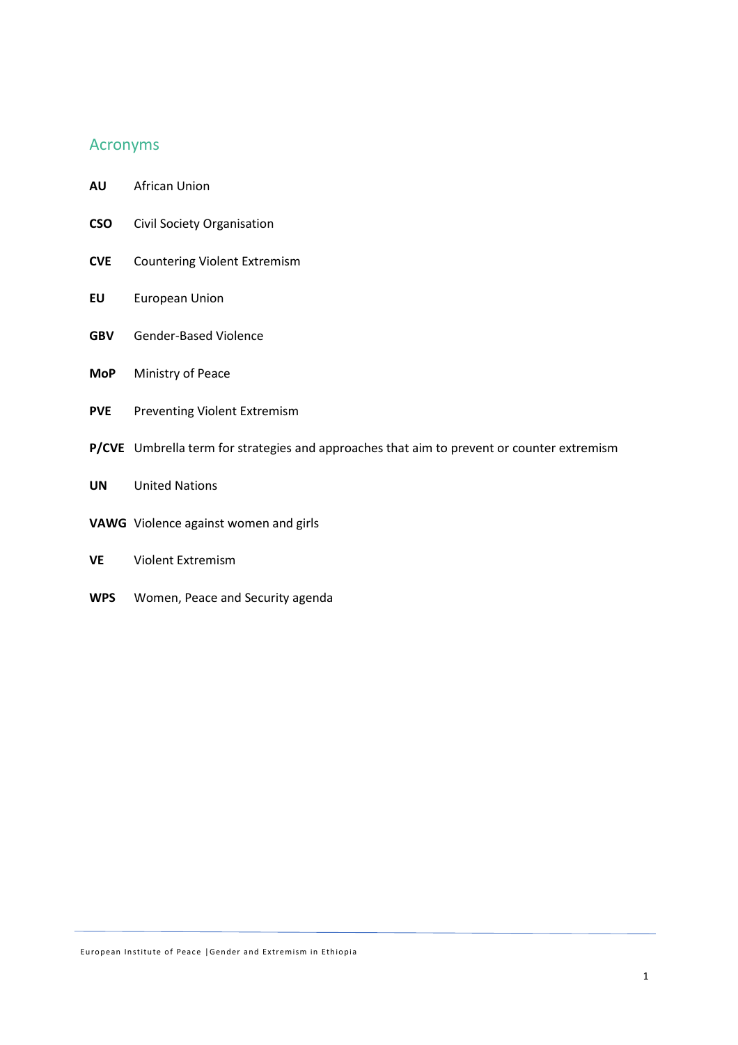## Acronyms

**AU** African Union

**CSO** Civil Society Organisation

**CVE** Countering Violent Extremism

**EU** European Union

**GBV** Gender-Based Violence

**MoP** Ministry of Peace

**PVE** Preventing Violent Extremism

**P/CVE** Umbrella term for strategies and approaches that aim to prevent or counter extremism

**UN** United Nations

**VAWG** Violence against women and girls

**VE** Violent Extremism

**WPS** Women, Peace and Security agenda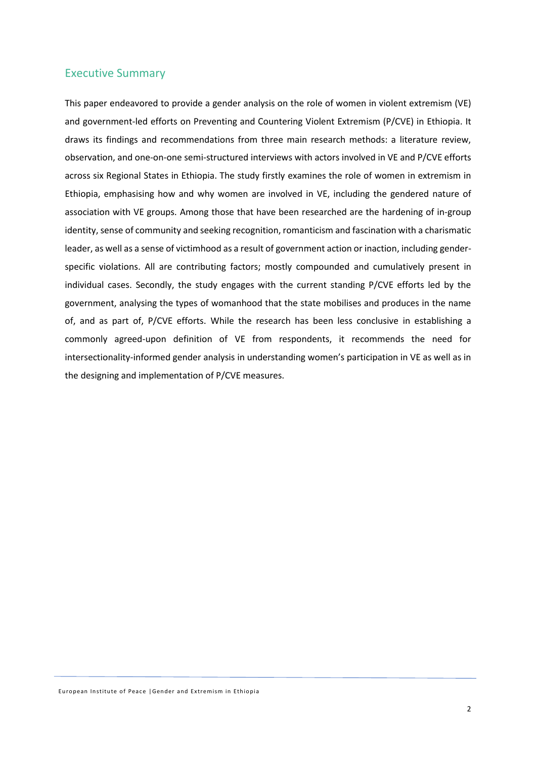## Executive Summary

This paper endeavored to provide a gender analysis on the role of women in violent extremism (VE) and government-led efforts on Preventing and Countering Violent Extremism (P/CVE) in Ethiopia. It draws its findings and recommendations from three main research methods: a literature review, observation, and one-on-one semi-structured interviews with actors involved in VE and P/CVE efforts across six Regional States in Ethiopia. The study firstly examines the role of women in extremism in Ethiopia, emphasising how and why women are involved in VE, including the gendered nature of association with VE groups. Among those that have been researched are the hardening of in-group identity, sense of community and seeking recognition, romanticism and fascination with a charismatic leader, as well as a sense of victimhood as a result of government action or inaction, including gender-specific violations. All are contributing factors; mostly compounded and cumulatively present in individual cases. Secondly, the study engages with the current standing P/CVE efforts led by the government, analysing the types of womanhood that the state mobilises and produces in the name of, and as part of, P/CVE efforts. While the research has been less conclusive in establishing a commonly agreed-upon definition of VE from respondents, it recommends the need for intersectionality-informed gender analysis in understanding women's participation in VE as well as in the designing and implementation of P/CVE measures.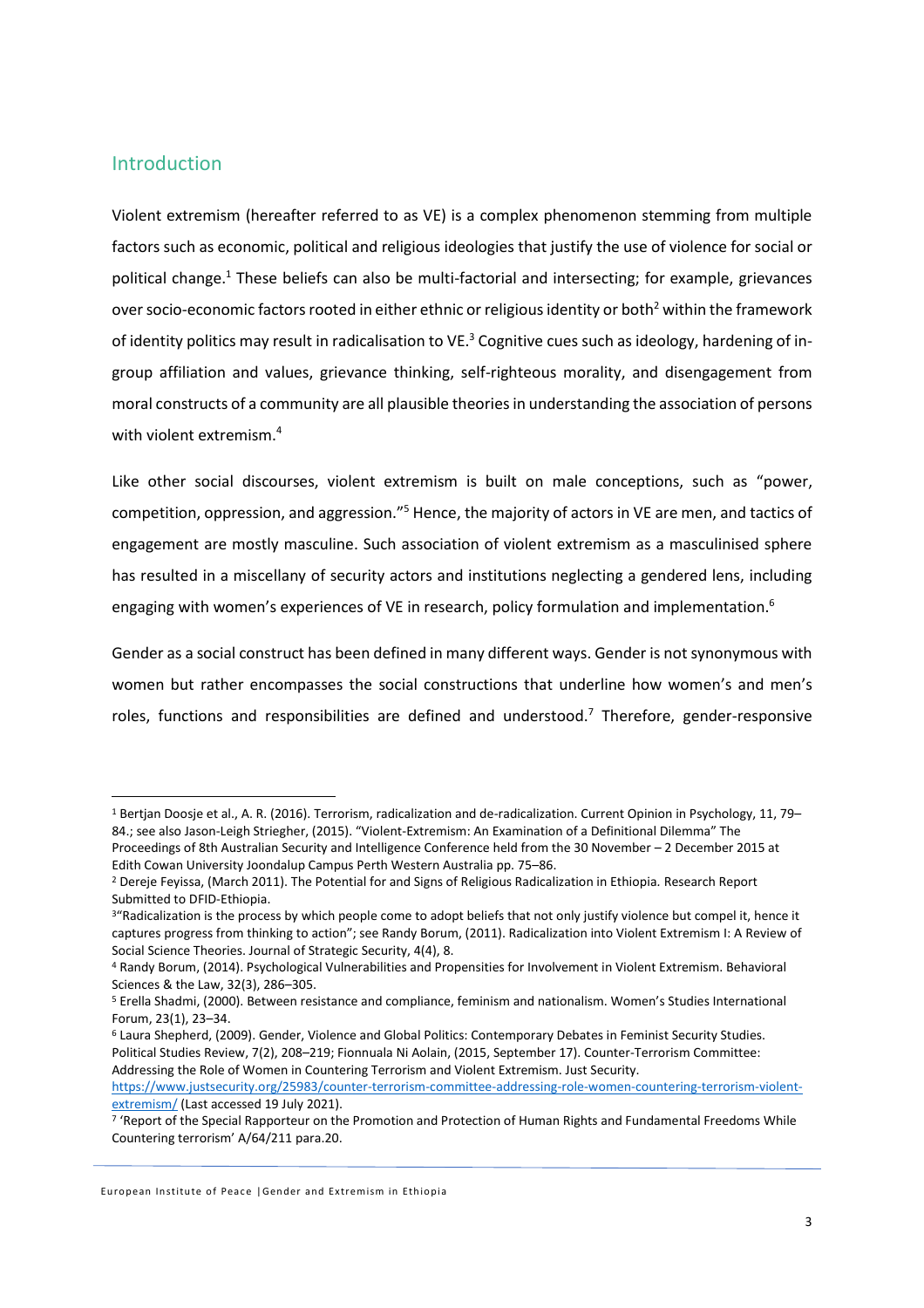## Introduction

Violent extremism (hereafter referred to as VE) is a complex phenomenon stemming from multiple factors such as economic, political and religious ideologies that justify the use of violence for social or political change.[1] These beliefs can also be multi-factorial and intersecting; for example, grievances over socio-economic factors rooted in either ethnic or religious identity or both[2] within the framework of identity politics may result in radicalisation to VE.[3] Cognitive cues such as ideology, hardening of in-group affiliation and values, grievance thinking, self-righteous morality, and disengagement from moral constructs of a community are all plausible theories in understanding the association of persons with violent extremism.[4]

Like other social discourses, violent extremism is built on male conceptions, such as "power, competition, oppression, and aggression."[5] Hence, the majority of actors in VE are men, and tactics of engagement are mostly masculine. Such association of violent extremism as a masculinised sphere has resulted in a miscellany of security actors and institutions neglecting a gendered lens, including engaging with women's experiences of VE in research, policy formulation and implementation.[6]

Gender as a social construct has been defined in many different ways. Gender is not synonymous with women but rather encompasses the social constructions that underline how women's and men's roles, functions and responsibilities are defined and understood.[7] Therefore, gender-responsive

---

[1] Bertjan Doosje et al., A. R. (2016). Terrorism, radicalization and de-radicalization. Current Opinion in Psychology, 11, 79–84.; see also Jason-Leigh Striegher, (2015). "Violent-Extremism: An Examination of a Definitional Dilemma" The Proceedings of 8th Australian Security and Intelligence Conference held from the 30 November – 2 December 2015 at Edith Cowan University Joondalup Campus Perth Western Australia pp. 75–86.

[2] Dereje Feyissa, (March 2011). The Potential for and Signs of Religious Radicalization in Ethiopia. Research Report Submitted to DFID-Ethiopia.

[3] "Radicalization is the process by which people come to adopt beliefs that not only justify violence but compel it, hence it captures progress from thinking to action"; see Randy Borum, (2011). Radicalization into Violent Extremism I: A Review of Social Science Theories. Journal of Strategic Security, 4(4), 8.

[4] Randy Borum, (2014). Psychological Vulnerabilities and Propensities for Involvement in Violent Extremism. Behavioral Sciences & the Law, 32(3), 286–305.

[5] Erella Shadmi, (2000). Between resistance and compliance, feminism and nationalism. Women's Studies International Forum, 23(1), 23–34.

[6] Laura Shepherd, (2009). Gender, Violence and Global Politics: Contemporary Debates in Feminist Security Studies. Political Studies Review, 7(2), 208–219; Fionnuala Ni Aolain, (2015, September 17). Counter-Terrorism Committee: Addressing the Role of Women in Countering Terrorism and Violent Extremism. Just Security. https://www.justsecurity.org/25983/counter-terrorism-committee-addressing-role-women-countering-terrorism-violent-extremism/ (Last accessed 19 July 2021).

[7] 'Report of the Special Rapporteur on the Promotion and Protection of Human Rights and Fundamental Freedoms While Countering terrorism' A/64/211 para.20.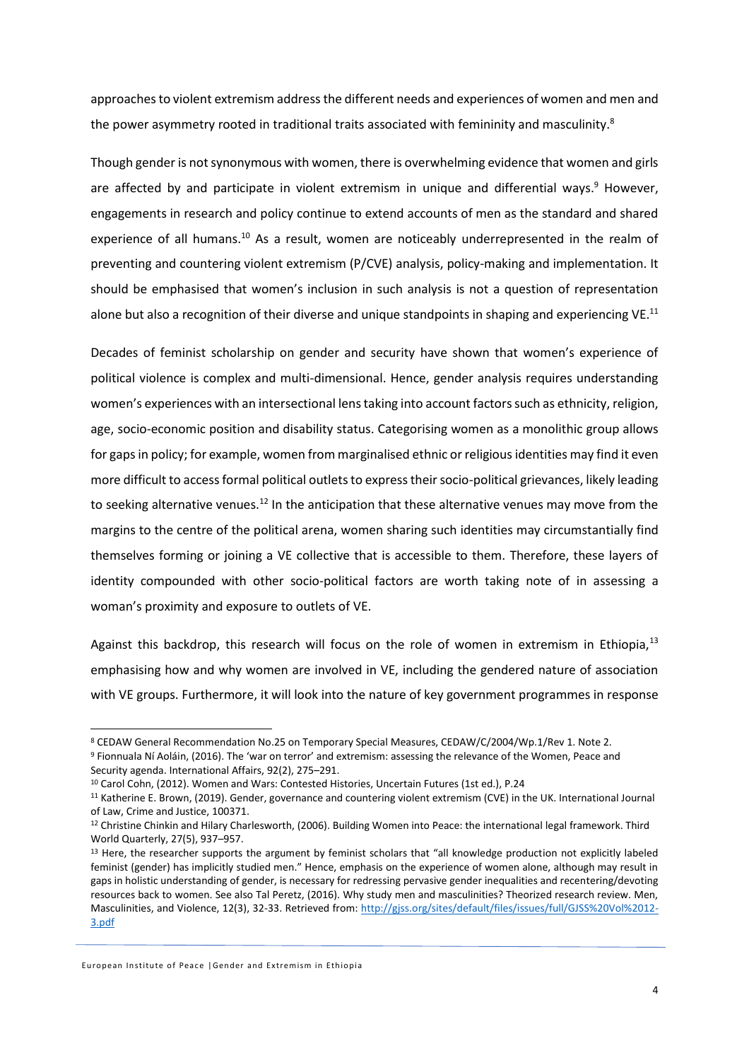approaches to violent extremism address the different needs and experiences of women and men and the power asymmetry rooted in traditional traits associated with femininity and masculinity.[8]

Though gender is not synonymous with women, there is overwhelming evidence that women and girls are affected by and participate in violent extremism in unique and differential ways.[9] However, engagements in research and policy continue to extend accounts of men as the standard and shared experience of all humans.[10] As a result, women are noticeably underrepresented in the realm of preventing and countering violent extremism (P/CVE) analysis, policy-making and implementation. It should be emphasised that women's inclusion in such analysis is not a question of representation alone but also a recognition of their diverse and unique standpoints in shaping and experiencing VE.[11]

Decades of feminist scholarship on gender and security have shown that women's experience of political violence is complex and multi-dimensional. Hence, gender analysis requires understanding women's experiences with an intersectional lens taking into account factors such as ethnicity, religion, age, socio-economic position and disability status. Categorising women as a monolithic group allows for gaps in policy; for example, women from marginalised ethnic or religious identities may find it even more difficult to access formal political outlets to express their socio-political grievances, likely leading to seeking alternative venues.[12] In the anticipation that these alternative venues may move from the margins to the centre of the political arena, women sharing such identities may circumstantially find themselves forming or joining a VE collective that is accessible to them. Therefore, these layers of identity compounded with other socio-political factors are worth taking note of in assessing a woman's proximity and exposure to outlets of VE.

Against this backdrop, this research will focus on the role of women in extremism in Ethiopia,[13] emphasising how and why women are involved in VE, including the gendered nature of association with VE groups. Furthermore, it will look into the nature of key government programmes in response

---

[8] CEDAW General Recommendation No.25 on Temporary Special Measures, CEDAW/C/2004/Wp.1/Rev 1. Note 2.

[9] Fionnuala Ní Aoláin, (2016). The 'war on terror' and extremism: assessing the relevance of the Women, Peace and Security agenda. International Affairs, 92(2), 275–291.

[10] Carol Cohn, (2012). Women and Wars: Contested Histories, Uncertain Futures (1st ed.), P.24

[11] Katherine E. Brown, (2019). Gender, governance and countering violent extremism (CVE) in the UK. International Journal of Law, Crime and Justice, 100371.

[12] Christine Chinkin and Hilary Charlesworth, (2006). Building Women into Peace: the international legal framework. Third World Quarterly, 27(5), 937–957.

[13] Here, the researcher supports the argument by feminist scholars that "all knowledge production not explicitly labeled feminist (gender) has implicitly studied men." Hence, emphasis on the experience of women alone, although may result in gaps in holistic understanding of gender, is necessary for redressing pervasive gender inequalities and recentering/devoting resources back to women. See also Tal Peretz, (2016). Why study men and masculinities? Theorized research review. Men, Masculinities, and Violence, 12(3), 32-33. Retrieved from: http://gjss.org/sites/default/files/issues/full/GJSS%20Vol%2012-3.pdf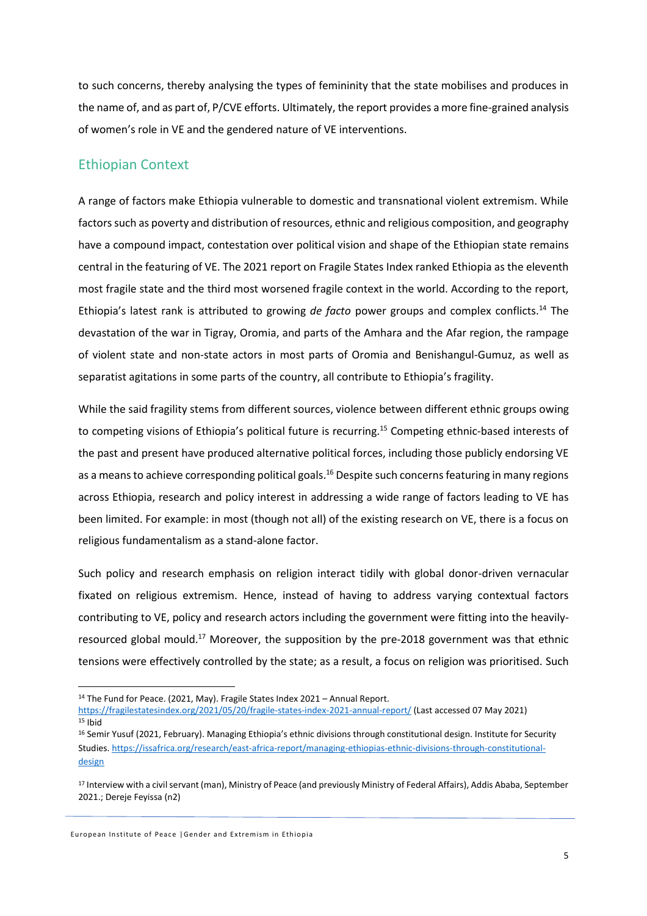to such concerns, thereby analysing the types of femininity that the state mobilises and produces in the name of, and as part of, P/CVE efforts. Ultimately, the report provides a more fine-grained analysis of women's role in VE and the gendered nature of VE interventions.

## Ethiopian Context

A range of factors make Ethiopia vulnerable to domestic and transnational violent extremism. While factors such as poverty and distribution of resources, ethnic and religious composition, and geography have a compound impact, contestation over political vision and shape of the Ethiopian state remains central in the featuring of VE. The 2021 report on Fragile States Index ranked Ethiopia as the eleventh most fragile state and the third most worsened fragile context in the world. According to the report, Ethiopia's latest rank is attributed to growing *de facto* power groups and complex conflicts.[14] The devastation of the war in Tigray, Oromia, and parts of the Amhara and the Afar region, the rampage of violent state and non-state actors in most parts of Oromia and Benishangul-Gumuz, as well as separatist agitations in some parts of the country, all contribute to Ethiopia's fragility.

While the said fragility stems from different sources, violence between different ethnic groups owing to competing visions of Ethiopia's political future is recurring.[15] Competing ethnic-based interests of the past and present have produced alternative political forces, including those publicly endorsing VE as a means to achieve corresponding political goals.[16] Despite such concerns featuring in many regions across Ethiopia, research and policy interest in addressing a wide range of factors leading to VE has been limited. For example: in most (though not all) of the existing research on VE, there is a focus on religious fundamentalism as a stand-alone factor.

Such policy and research emphasis on religion interact tidily with global donor-driven vernacular fixated on religious extremism. Hence, instead of having to address varying contextual factors contributing to VE, policy and research actors including the government were fitting into the heavily-resourced global mould.[17] Moreover, the supposition by the pre-2018 government was that ethnic tensions were effectively controlled by the state; as a result, a focus on religion was prioritised. Such

---

[14] The Fund for Peace. (2021, May). Fragile States Index 2021 – Annual Report. https://fragilestatesindex.org/2021/05/20/fragile-states-index-2021-annual-report/ (Last accessed 07 May 2021)

[15] Ibid

[16] Semir Yusuf (2021, February). Managing Ethiopia's ethnic divisions through constitutional design. Institute for Security Studies. https://issafrica.org/research/east-africa-report/managing-ethiopias-ethnic-divisions-through-constitutional-design

[17] Interview with a civil servant (man), Ministry of Peace (and previously Ministry of Federal Affairs), Addis Ababa, September 2021.; Dereje Feyissa (n2)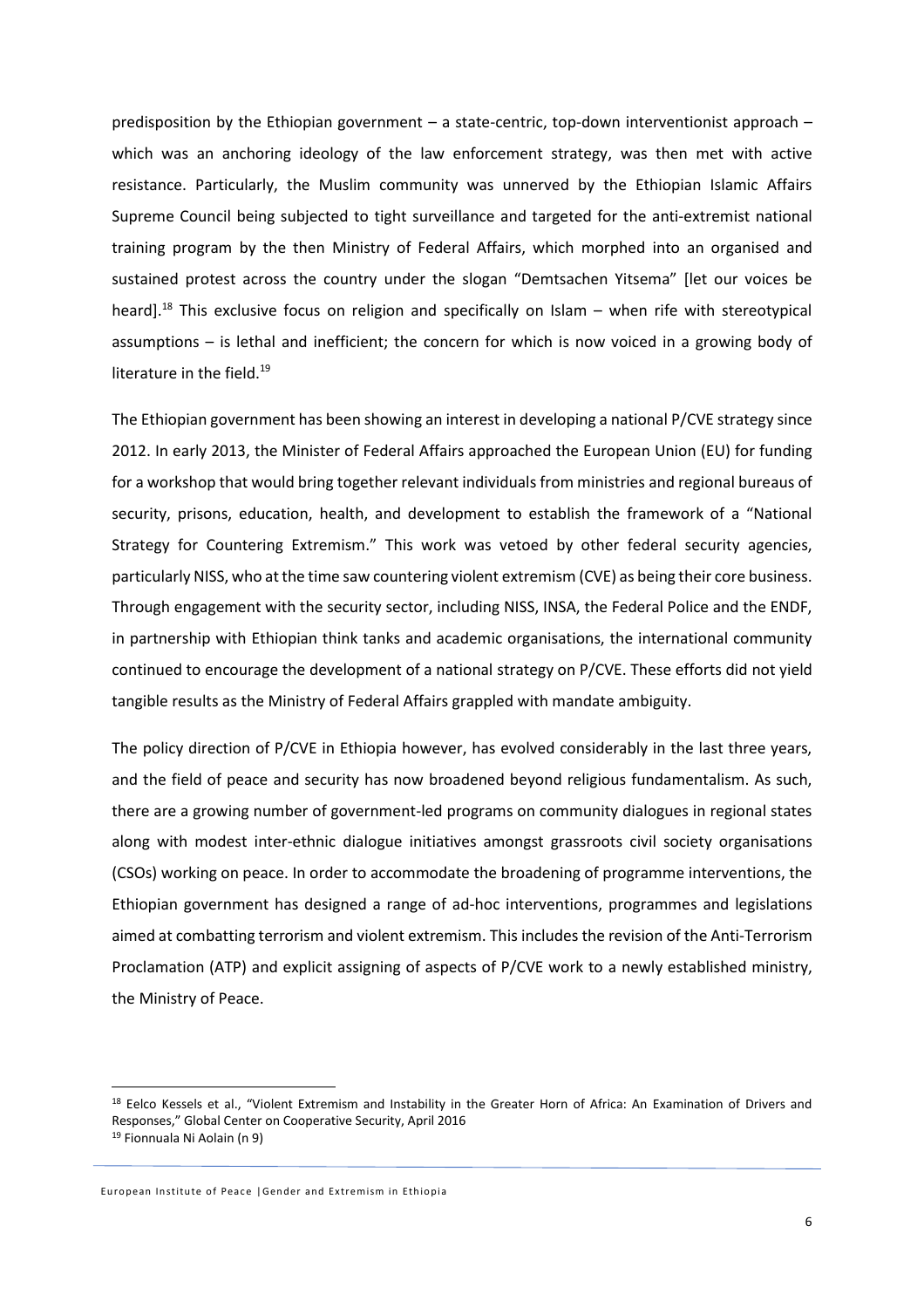predisposition by the Ethiopian government – a state-centric, top-down interventionist approach – which was an anchoring ideology of the law enforcement strategy, was then met with active resistance. Particularly, the Muslim community was unnerved by the Ethiopian Islamic Affairs Supreme Council being subjected to tight surveillance and targeted for the anti-extremist national training program by the then Ministry of Federal Affairs, which morphed into an organised and sustained protest across the country under the slogan "Demtsachen Yitsema" [let our voices be heard].[18] This exclusive focus on religion and specifically on Islam – when rife with stereotypical assumptions – is lethal and inefficient; the concern for which is now voiced in a growing body of literature in the field.[19]

The Ethiopian government has been showing an interest in developing a national P/CVE strategy since 2012. In early 2013, the Minister of Federal Affairs approached the European Union (EU) for funding for a workshop that would bring together relevant individuals from ministries and regional bureaus of security, prisons, education, health, and development to establish the framework of a "National Strategy for Countering Extremism." This work was vetoed by other federal security agencies, particularly NISS, who at the time saw countering violent extremism (CVE) as being their core business. Through engagement with the security sector, including NISS, INSA, the Federal Police and the ENDF, in partnership with Ethiopian think tanks and academic organisations, the international community continued to encourage the development of a national strategy on P/CVE. These efforts did not yield tangible results as the Ministry of Federal Affairs grappled with mandate ambiguity.

The policy direction of P/CVE in Ethiopia however, has evolved considerably in the last three years, and the field of peace and security has now broadened beyond religious fundamentalism. As such, there are a growing number of government-led programs on community dialogues in regional states along with modest inter-ethnic dialogue initiatives amongst grassroots civil society organisations (CSOs) working on peace. In order to accommodate the broadening of programme interventions, the Ethiopian government has designed a range of ad-hoc interventions, programmes and legislations aimed at combatting terrorism and violent extremism. This includes the revision of the Anti-Terrorism Proclamation (ATP) and explicit assigning of aspects of P/CVE work to a newly established ministry, the Ministry of Peace.

[18] Eelco Kessels et al., "Violent Extremism and Instability in the Greater Horn of Africa: An Examination of Drivers and Responses," Global Center on Cooperative Security, April 2016

[19] Fionnuala Ni Aolain (n 9)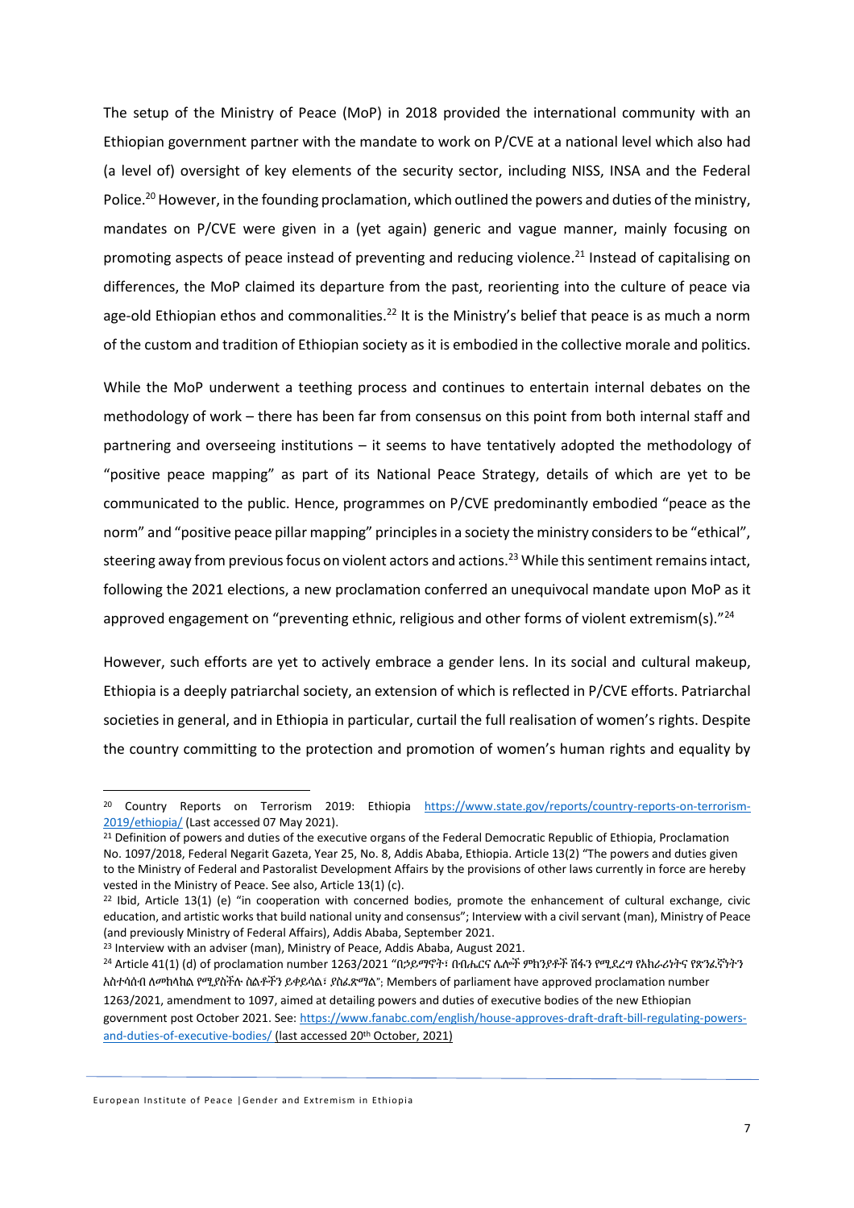The setup of the Ministry of Peace (MoP) in 2018 provided the international community with an Ethiopian government partner with the mandate to work on P/CVE at a national level which also had (a level of) oversight of key elements of the security sector, including NISS, INSA and the Federal Police.[20] However, in the founding proclamation, which outlined the powers and duties of the ministry, mandates on P/CVE were given in a (yet again) generic and vague manner, mainly focusing on promoting aspects of peace instead of preventing and reducing violence.[21] Instead of capitalising on differences, the MoP claimed its departure from the past, reorienting into the culture of peace via age-old Ethiopian ethos and commonalities.[22] It is the Ministry's belief that peace is as much a norm of the custom and tradition of Ethiopian society as it is embodied in the collective morale and politics.

While the MoP underwent a teething process and continues to entertain internal debates on the methodology of work – there has been far from consensus on this point from both internal staff and partnering and overseeing institutions – it seems to have tentatively adopted the methodology of "positive peace mapping" as part of its National Peace Strategy, details of which are yet to be communicated to the public. Hence, programmes on P/CVE predominantly embodied "peace as the norm" and "positive peace pillar mapping" principles in a society the ministry considers to be "ethical", steering away from previous focus on violent actors and actions.[23] While this sentiment remains intact, following the 2021 elections, a new proclamation conferred an unequivocal mandate upon MoP as it approved engagement on "preventing ethnic, religious and other forms of violent extremism(s)."[24]

However, such efforts are yet to actively embrace a gender lens. In its social and cultural makeup, Ethiopia is a deeply patriarchal society, an extension of which is reflected in P/CVE efforts. Patriarchal societies in general, and in Ethiopia in particular, curtail the full realisation of women's rights. Despite the country committing to the protection and promotion of women's human rights and equality by

---

[20] Country Reports on Terrorism 2019: Ethiopia https://www.state.gov/reports/country-reports-on-terrorism-2019/ethiopia/ (Last accessed 07 May 2021).

[21] Definition of powers and duties of the executive organs of the Federal Democratic Republic of Ethiopia, Proclamation No. 1097/2018, Federal Negarit Gazeta, Year 25, No. 8, Addis Ababa, Ethiopia. Article 13(2) "The powers and duties given to the Ministry of Federal and Pastoralist Development Affairs by the provisions of other laws currently in force are hereby vested in the Ministry of Peace. See also, Article 13(1) (c).

[22] Ibid, Article 13(1) (e) "in cooperation with concerned bodies, promote the enhancement of cultural exchange, civic education, and artistic works that build national unity and consensus"; Interview with a civil servant (man), Ministry of Peace (and previously Ministry of Federal Affairs), Addis Ababa, September 2021.

[23] Interview with an adviser (man), Ministry of Peace, Addis Ababa, August 2021.

[24] Article 41(1) (d) of proclamation number 1263/2021 "በኃይማኖት፣ በብሔርና ሌሎች ምክንያቶች ሽፋን የሚደረግ የአክራሪነትና የጽንፈኝነትን አስተሳሰብ ለመከላከል የሚያስችሉ ስልቶችን ይቀይሳል፣ ያስፈጽማል"; Members of parliament have approved proclamation number 1263/2021, amendment to 1097, aimed at detailing powers and duties of executive bodies of the new Ethiopian government post October 2021. See: https://www.fanabc.com/english/house-approves-draft-draft-bill-regulating-powers-and-duties-of-executive-bodies/ (last accessed 20th October, 2021)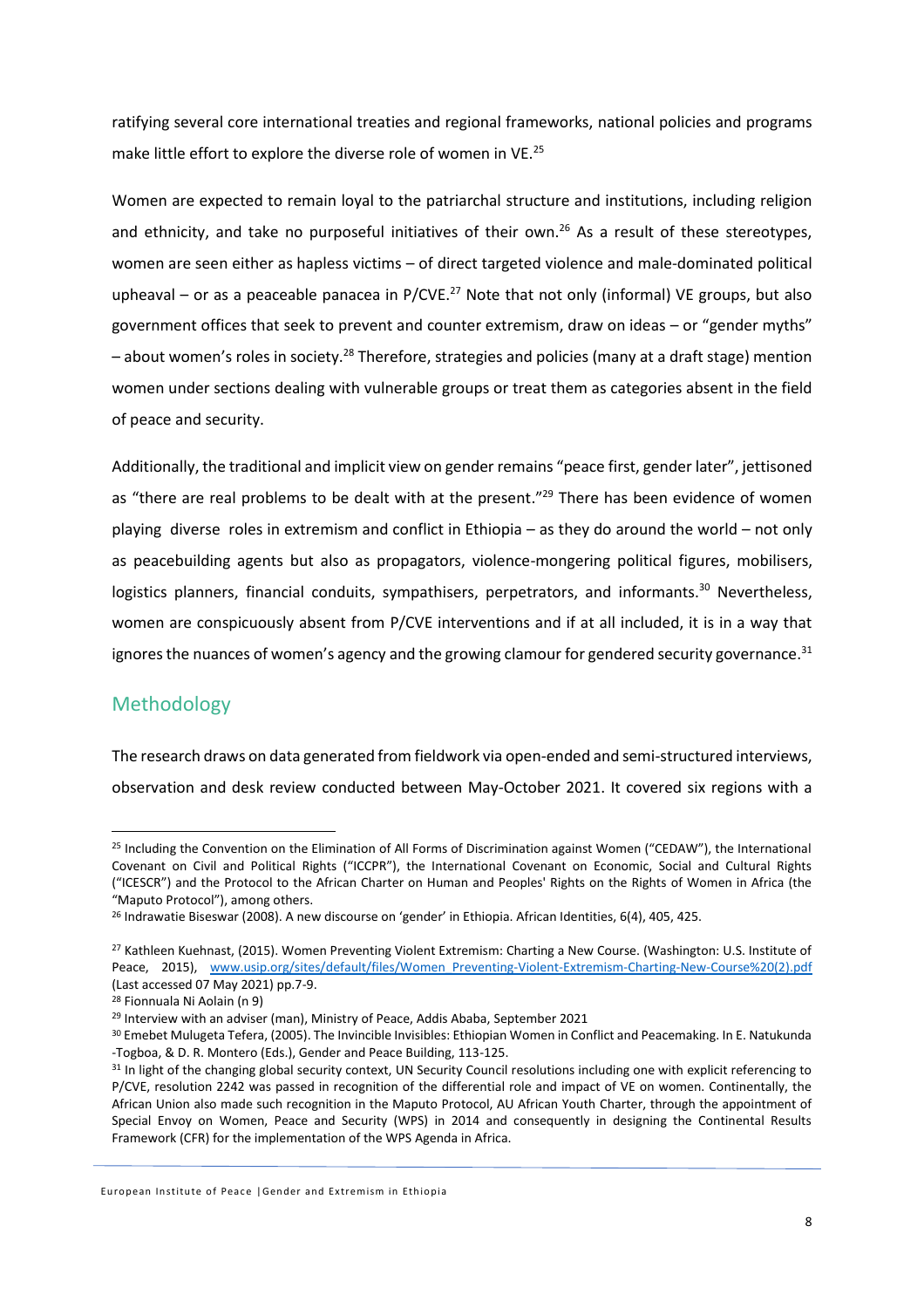ratifying several core international treaties and regional frameworks, national policies and programs make little effort to explore the diverse role of women in VE.[25]

Women are expected to remain loyal to the patriarchal structure and institutions, including religion and ethnicity, and take no purposeful initiatives of their own.[26] As a result of these stereotypes, women are seen either as hapless victims – of direct targeted violence and male-dominated political upheaval – or as a peaceable panacea in P/CVE.[27] Note that not only (informal) VE groups, but also government offices that seek to prevent and counter extremism, draw on ideas – or "gender myths" – about women's roles in society.[28] Therefore, strategies and policies (many at a draft stage) mention women under sections dealing with vulnerable groups or treat them as categories absent in the field of peace and security.

Additionally, the traditional and implicit view on gender remains "peace first, gender later", jettisoned as "there are real problems to be dealt with at the present."[29] There has been evidence of women playing diverse roles in extremism and conflict in Ethiopia – as they do around the world – not only as peacebuilding agents but also as propagators, violence-mongering political figures, mobilisers, logistics planners, financial conduits, sympathisers, perpetrators, and informants.[30] Nevertheless, women are conspicuously absent from P/CVE interventions and if at all included, it is in a way that ignores the nuances of women's agency and the growing clamour for gendered security governance.[31]

## Methodology

The research draws on data generated from fieldwork via open-ended and semi-structured interviews, observation and desk review conducted between May-October 2021. It covered six regions with a

---

[25] Including the Convention on the Elimination of All Forms of Discrimination against Women ("CEDAW"), the International Covenant on Civil and Political Rights ("ICCPR"), the International Covenant on Economic, Social and Cultural Rights ("ICESCR") and the Protocol to the African Charter on Human and Peoples' Rights on the Rights of Women in Africa (the "Maputo Protocol"), among others.

[26] Indrawatie Biseswar (2008). A new discourse on 'gender' in Ethiopia. African Identities, 6(4), 405, 425.

[27] Kathleen Kuehnast, (2015). Women Preventing Violent Extremism: Charting a New Course. (Washington: U.S. Institute of Peace, 2015), www.usip.org/sites/default/files/Women_Preventing-Violent-Extremism-Charting-New-Course%20(2).pdf (Last accessed 07 May 2021) pp.7-9.

[28] Fionnuala Ni Aolain (n 9)

[29] Interview with an adviser (man), Ministry of Peace, Addis Ababa, September 2021

[30] Emebet Mulugeta Tefera, (2005). The Invincible Invisibles: Ethiopian Women in Conflict and Peacemaking. In E. Natukunda -Togboa, & D. R. Montero (Eds.), Gender and Peace Building, 113-125.

[31] In light of the changing global security context, UN Security Council resolutions including one with explicit referencing to P/CVE, resolution 2242 was passed in recognition of the differential role and impact of VE on women. Continentally, the African Union also made such recognition in the Maputo Protocol, AU African Youth Charter, through the appointment of Special Envoy on Women, Peace and Security (WPS) in 2014 and consequently in designing the Continental Results Framework (CFR) for the implementation of the WPS Agenda in Africa.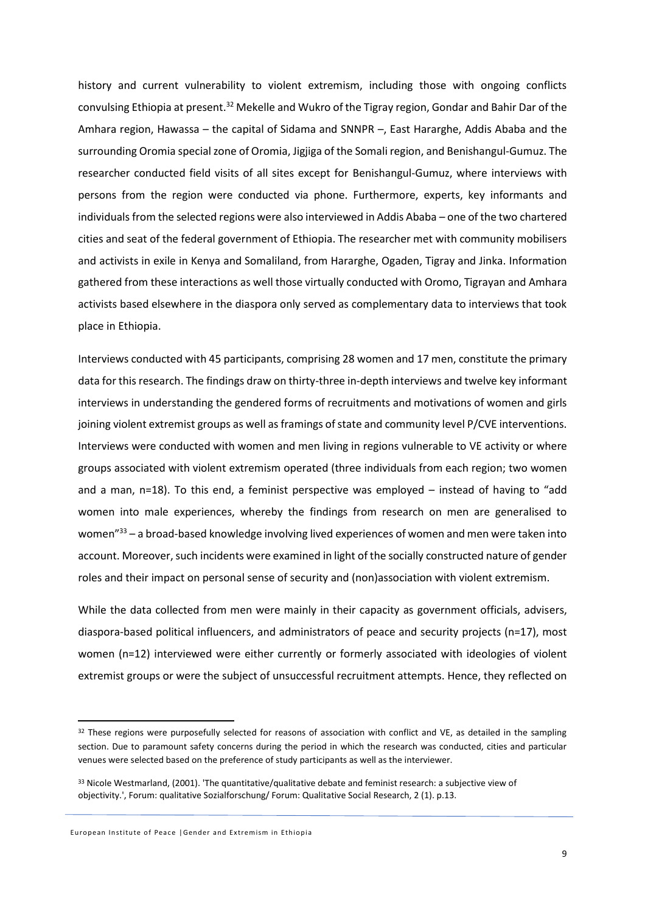history and current vulnerability to violent extremism, including those with ongoing conflicts convulsing Ethiopia at present.[32] Mekelle and Wukro of the Tigray region, Gondar and Bahir Dar of the Amhara region, Hawassa – the capital of Sidama and SNNPR –, East Hararghe, Addis Ababa and the surrounding Oromia special zone of Oromia, Jigjiga of the Somali region, and Benishangul-Gumuz. The researcher conducted field visits of all sites except for Benishangul-Gumuz, where interviews with persons from the region were conducted via phone. Furthermore, experts, key informants and individuals from the selected regions were also interviewed in Addis Ababa – one of the two chartered cities and seat of the federal government of Ethiopia. The researcher met with community mobilisers and activists in exile in Kenya and Somaliland, from Hararghe, Ogaden, Tigray and Jinka. Information gathered from these interactions as well those virtually conducted with Oromo, Tigrayan and Amhara activists based elsewhere in the diaspora only served as complementary data to interviews that took place in Ethiopia.

Interviews conducted with 45 participants, comprising 28 women and 17 men, constitute the primary data for this research. The findings draw on thirty-three in-depth interviews and twelve key informant interviews in understanding the gendered forms of recruitments and motivations of women and girls joining violent extremist groups as well as framings of state and community level P/CVE interventions. Interviews were conducted with women and men living in regions vulnerable to VE activity or where groups associated with violent extremism operated (three individuals from each region; two women and a man, n=18). To this end, a feminist perspective was employed – instead of having to "add women into male experiences, whereby the findings from research on men are generalised to women"[33] – a broad-based knowledge involving lived experiences of women and men were taken into account. Moreover, such incidents were examined in light of the socially constructed nature of gender roles and their impact on personal sense of security and (non)association with violent extremism.

While the data collected from men were mainly in their capacity as government officials, advisers, diaspora-based political influencers, and administrators of peace and security projects (n=17), most women (n=12) interviewed were either currently or formerly associated with ideologies of violent extremist groups or were the subject of unsuccessful recruitment attempts. Hence, they reflected on

---

[32] These regions were purposefully selected for reasons of association with conflict and VE, as detailed in the sampling section. Due to paramount safety concerns during the period in which the research was conducted, cities and particular venues were selected based on the preference of study participants as well as the interviewer.

[33] Nicole Westmarland, (2001). 'The quantitative/qualitative debate and feminist research: a subjective view of objectivity.', Forum: qualitative Sozialforschung/ Forum: Qualitative Social Research, 2 (1). p.13.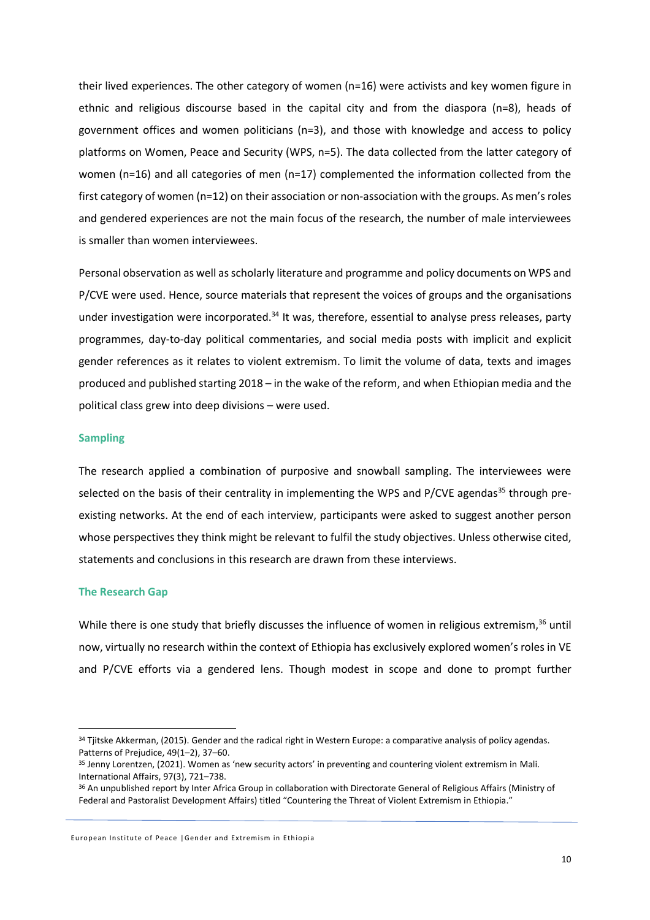their lived experiences. The other category of women (n=16) were activists and key women figure in ethnic and religious discourse based in the capital city and from the diaspora (n=8), heads of government offices and women politicians (n=3), and those with knowledge and access to policy platforms on Women, Peace and Security (WPS, n=5). The data collected from the latter category of women (n=16) and all categories of men (n=17) complemented the information collected from the first category of women (n=12) on their association or non-association with the groups. As men's roles and gendered experiences are not the main focus of the research, the number of male interviewees is smaller than women interviewees.

Personal observation as well as scholarly literature and programme and policy documents on WPS and P/CVE were used. Hence, source materials that represent the voices of groups and the organisations under investigation were incorporated.[34] It was, therefore, essential to analyse press releases, party programmes, day-to-day political commentaries, and social media posts with implicit and explicit gender references as it relates to violent extremism. To limit the volume of data, texts and images produced and published starting 2018 – in the wake of the reform, and when Ethiopian media and the political class grew into deep divisions – were used.

### Sampling

The research applied a combination of purposive and snowball sampling. The interviewees were selected on the basis of their centrality in implementing the WPS and P/CVE agendas[35] through pre-existing networks. At the end of each interview, participants were asked to suggest another person whose perspectives they think might be relevant to fulfil the study objectives. Unless otherwise cited, statements and conclusions in this research are drawn from these interviews.

### The Research Gap

While there is one study that briefly discusses the influence of women in religious extremism,[36] until now, virtually no research within the context of Ethiopia has exclusively explored women's roles in VE and P/CVE efforts via a gendered lens. Though modest in scope and done to prompt further

---

[34] Tjitske Akkerman, (2015). Gender and the radical right in Western Europe: a comparative analysis of policy agendas. Patterns of Prejudice, 49(1–2), 37–60.

[35] Jenny Lorentzen, (2021). Women as 'new security actors' in preventing and countering violent extremism in Mali. International Affairs, 97(3), 721–738.

[36] An unpublished report by Inter Africa Group in collaboration with Directorate General of Religious Affairs (Ministry of Federal and Pastoralist Development Affairs) titled "Countering the Threat of Violent Extremism in Ethiopia."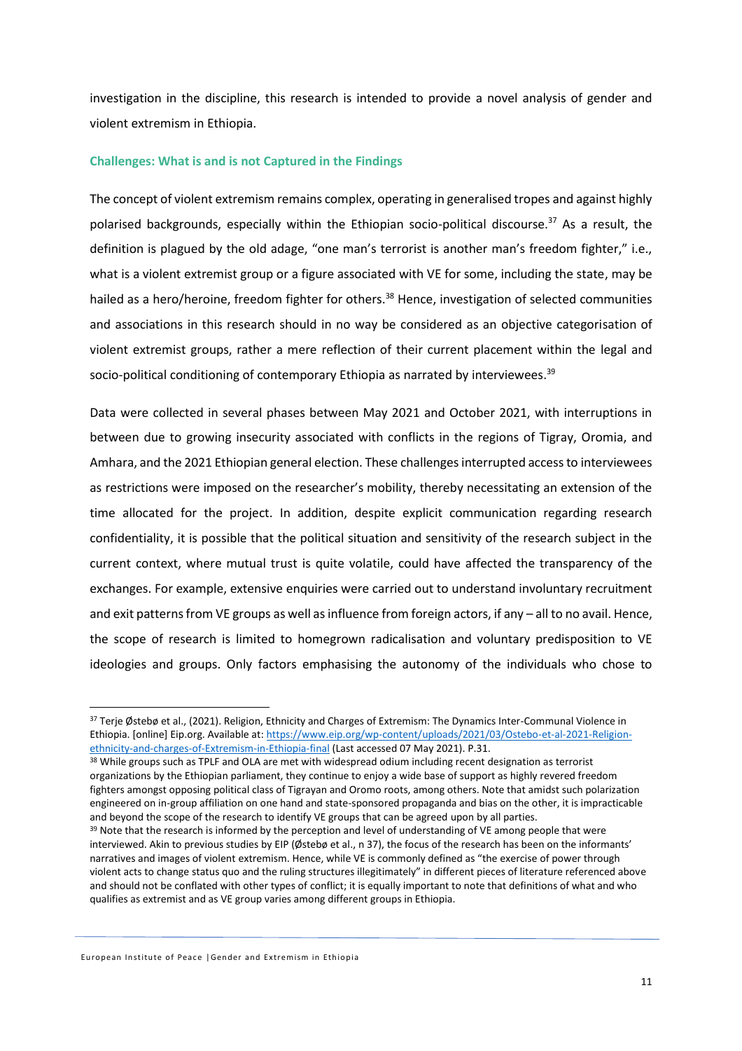investigation in the discipline, this research is intended to provide a novel analysis of gender and violent extremism in Ethiopia.

### Challenges: What is and is not Captured in the Findings

The concept of violent extremism remains complex, operating in generalised tropes and against highly polarised backgrounds, especially within the Ethiopian socio-political discourse.[37] As a result, the definition is plagued by the old adage, "one man's terrorist is another man's freedom fighter," i.e., what is a violent extremist group or a figure associated with VE for some, including the state, may be hailed as a hero/heroine, freedom fighter for others.[38] Hence, investigation of selected communities and associations in this research should in no way be considered as an objective categorisation of violent extremist groups, rather a mere reflection of their current placement within the legal and socio-political conditioning of contemporary Ethiopia as narrated by interviewees.[39]

Data were collected in several phases between May 2021 and October 2021, with interruptions in between due to growing insecurity associated with conflicts in the regions of Tigray, Oromia, and Amhara, and the 2021 Ethiopian general election. These challenges interrupted access to interviewees as restrictions were imposed on the researcher's mobility, thereby necessitating an extension of the time allocated for the project. In addition, despite explicit communication regarding research confidentiality, it is possible that the political situation and sensitivity of the research subject in the current context, where mutual trust is quite volatile, could have affected the transparency of the exchanges. For example, extensive enquiries were carried out to understand involuntary recruitment and exit patterns from VE groups as well as influence from foreign actors, if any – all to no avail. Hence, the scope of research is limited to homegrown radicalisation and voluntary predisposition to VE ideologies and groups. Only factors emphasising the autonomy of the individuals who chose to

---

[37] Terje Østebø et al., (2021). Religion, Ethnicity and Charges of Extremism: The Dynamics Inter-Communal Violence in Ethiopia. [online] Eip.org. Available at: https://www.eip.org/wp-content/uploads/2021/03/Ostebo-et-al-2021-Religion-ethnicity-and-charges-of-Extremism-in-Ethiopia-final (Last accessed 07 May 2021). P.31.

[38] While groups such as TPLF and OLA are met with widespread odium including recent designation as terrorist organizations by the Ethiopian parliament, they continue to enjoy a wide base of support as highly revered freedom fighters amongst opposing political class of Tigrayan and Oromo roots, among others. Note that amidst such polarization engineered on in-group affiliation on one hand and state-sponsored propaganda and bias on the other, it is impracticable and beyond the scope of the research to identify VE groups that can be agreed upon by all parties.

[39] Note that the research is informed by the perception and level of understanding of VE among people that were interviewed. Akin to previous studies by EIP (Østebø et al., n 37), the focus of the research has been on the informants' narratives and images of violent extremism. Hence, while VE is commonly defined as "the exercise of power through violent acts to change status quo and the ruling structures illegitimately" in different pieces of literature referenced above and should not be conflated with other types of conflict; it is equally important to note that definitions of what and who qualifies as extremist and as VE group varies among different groups in Ethiopia.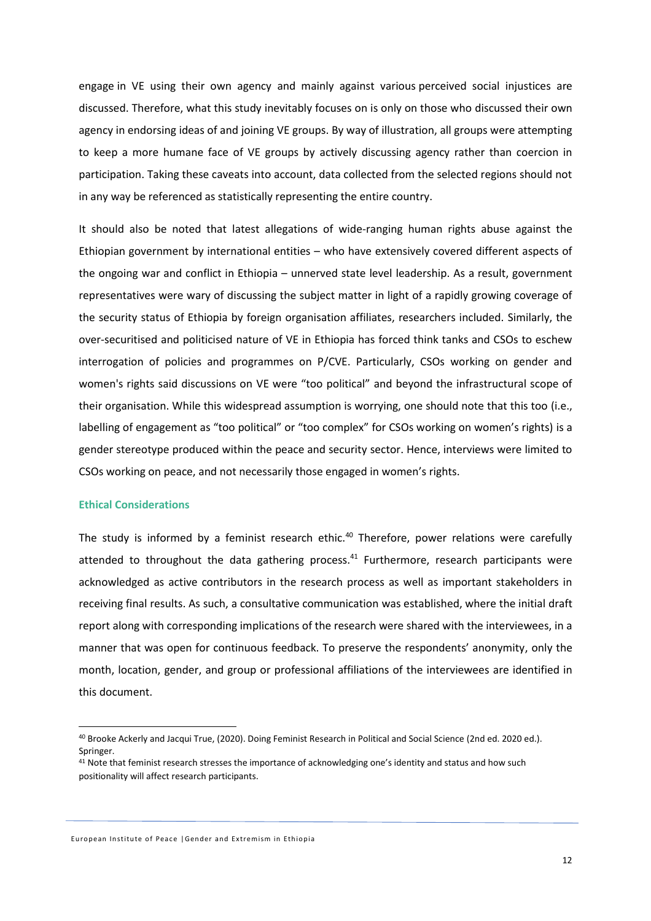engage in VE using their own agency and mainly against various perceived social injustices are discussed. Therefore, what this study inevitably focuses on is only on those who discussed their own agency in endorsing ideas of and joining VE groups. By way of illustration, all groups were attempting to keep a more humane face of VE groups by actively discussing agency rather than coercion in participation. Taking these caveats into account, data collected from the selected regions should not in any way be referenced as statistically representing the entire country.

It should also be noted that latest allegations of wide-ranging human rights abuse against the Ethiopian government by international entities – who have extensively covered different aspects of the ongoing war and conflict in Ethiopia – unnerved state level leadership. As a result, government representatives were wary of discussing the subject matter in light of a rapidly growing coverage of the security status of Ethiopia by foreign organisation affiliates, researchers included. Similarly, the over-securitised and politicised nature of VE in Ethiopia has forced think tanks and CSOs to eschew interrogation of policies and programmes on P/CVE. Particularly, CSOs working on gender and women's rights said discussions on VE were "too political" and beyond the infrastructural scope of their organisation. While this widespread assumption is worrying, one should note that this too (i.e., labelling of engagement as "too political" or "too complex" for CSOs working on women's rights) is a gender stereotype produced within the peace and security sector. Hence, interviews were limited to CSOs working on peace, and not necessarily those engaged in women's rights.

### Ethical Considerations

The study is informed by a feminist research ethic.[40] Therefore, power relations were carefully attended to throughout the data gathering process.[41] Furthermore, research participants were acknowledged as active contributors in the research process as well as important stakeholders in receiving final results. As such, a consultative communication was established, where the initial draft report along with corresponding implications of the research were shared with the interviewees, in a manner that was open for continuous feedback. To preserve the respondents' anonymity, only the month, location, gender, and group or professional affiliations of the interviewees are identified in this document.

---

[40] Brooke Ackerly and Jacqui True, (2020). Doing Feminist Research in Political and Social Science (2nd ed. 2020 ed.). Springer.

[41] Note that feminist research stresses the importance of acknowledging one's identity and status and how such positionality will affect research participants.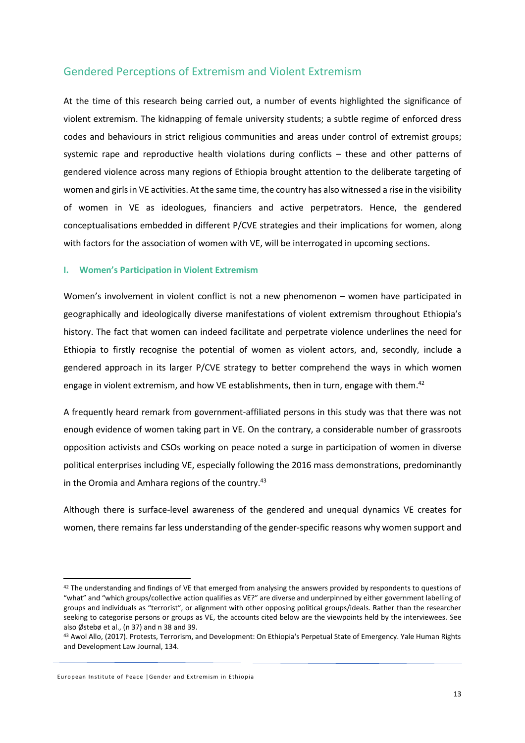## Gendered Perceptions of Extremism and Violent Extremism

At the time of this research being carried out, a number of events highlighted the significance of violent extremism. The kidnapping of female university students; a subtle regime of enforced dress codes and behaviours in strict religious communities and areas under control of extremist groups; systemic rape and reproductive health violations during conflicts – these and other patterns of gendered violence across many regions of Ethiopia brought attention to the deliberate targeting of women and girls in VE activities. At the same time, the country has also witnessed a rise in the visibility of women in VE as ideologues, financiers and active perpetrators. Hence, the gendered conceptualisations embedded in different P/CVE strategies and their implications for women, along with factors for the association of women with VE, will be interrogated in upcoming sections.

### I. Women's Participation in Violent Extremism

Women's involvement in violent conflict is not a new phenomenon – women have participated in geographically and ideologically diverse manifestations of violent extremism throughout Ethiopia's history. The fact that women can indeed facilitate and perpetrate violence underlines the need for Ethiopia to firstly recognise the potential of women as violent actors, and, secondly, include a gendered approach in its larger P/CVE strategy to better comprehend the ways in which women engage in violent extremism, and how VE establishments, then in turn, engage with them.[42]

A frequently heard remark from government-affiliated persons in this study was that there was not enough evidence of women taking part in VE. On the contrary, a considerable number of grassroots opposition activists and CSOs working on peace noted a surge in participation of women in diverse political enterprises including VE, especially following the 2016 mass demonstrations, predominantly in the Oromia and Amhara regions of the country.[43]

Although there is surface-level awareness of the gendered and unequal dynamics VE creates for women, there remains far less understanding of the gender-specific reasons why women support and

---

[42] The understanding and findings of VE that emerged from analysing the answers provided by respondents to questions of "what" and "which groups/collective action qualifies as VE?" are diverse and underpinned by either government labelling of groups and individuals as "terrorist", or alignment with other opposing political groups/ideals. Rather than the researcher seeking to categorise persons or groups as VE, the accounts cited below are the viewpoints held by the interviewees. See also Østebø et al., (n 37) and n 38 and 39.

[43] Awol Allo, (2017). Protests, Terrorism, and Development: On Ethiopia's Perpetual State of Emergency. Yale Human Rights and Development Law Journal, 134.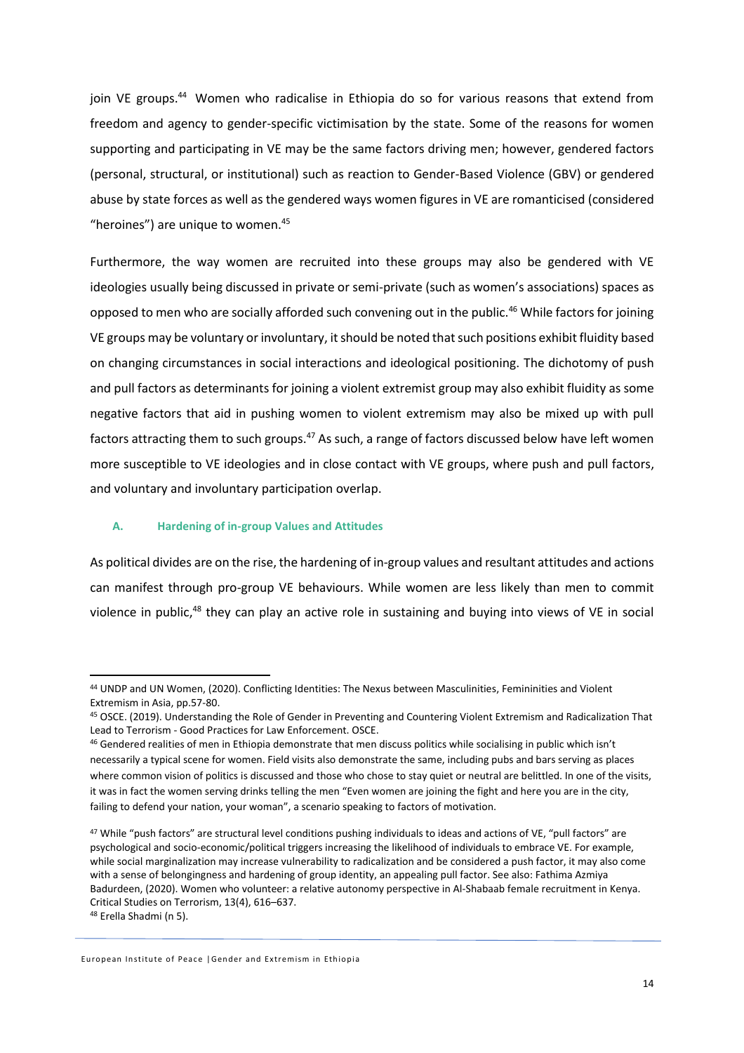join VE groups.[44] Women who radicalise in Ethiopia do so for various reasons that extend from freedom and agency to gender-specific victimisation by the state. Some of the reasons for women supporting and participating in VE may be the same factors driving men; however, gendered factors (personal, structural, or institutional) such as reaction to Gender-Based Violence (GBV) or gendered abuse by state forces as well as the gendered ways women figures in VE are romanticised (considered "heroines") are unique to women.[45]

Furthermore, the way women are recruited into these groups may also be gendered with VE ideologies usually being discussed in private or semi-private (such as women's associations) spaces as opposed to men who are socially afforded such convening out in the public.[46] While factors for joining VE groups may be voluntary or involuntary, it should be noted that such positions exhibit fluidity based on changing circumstances in social interactions and ideological positioning. The dichotomy of push and pull factors as determinants for joining a violent extremist group may also exhibit fluidity as some negative factors that aid in pushing women to violent extremism may also be mixed up with pull factors attracting them to such groups.[47] As such, a range of factors discussed below have left women more susceptible to VE ideologies and in close contact with VE groups, where push and pull factors, and voluntary and involuntary participation overlap.

### A. Hardening of in-group Values and Attitudes

As political divides are on the rise, the hardening of in-group values and resultant attitudes and actions can manifest through pro-group VE behaviours. While women are less likely than men to commit violence in public,[48] they can play an active role in sustaining and buying into views of VE in social

---

[44] UNDP and UN Women, (2020). Conflicting Identities: The Nexus between Masculinities, Femininities and Violent Extremism in Asia, pp.57-80.

[45] OSCE. (2019). Understanding the Role of Gender in Preventing and Countering Violent Extremism and Radicalization That Lead to Terrorism - Good Practices for Law Enforcement. OSCE.

[46] Gendered realities of men in Ethiopia demonstrate that men discuss politics while socialising in public which isn't necessarily a typical scene for women. Field visits also demonstrate the same, including pubs and bars serving as places where common vision of politics is discussed and those who chose to stay quiet or neutral are belittled. In one of the visits, it was in fact the women serving drinks telling the men "Even women are joining the fight and here you are in the city, failing to defend your nation, your woman", a scenario speaking to factors of motivation.

[47] While "push factors" are structural level conditions pushing individuals to ideas and actions of VE, "pull factors" are psychological and socio-economic/political triggers increasing the likelihood of individuals to embrace VE. For example, while social marginalization may increase vulnerability to radicalization and be considered a push factor, it may also come with a sense of belongingness and hardening of group identity, an appealing pull factor. See also: Fathima Azmiya Badurdeen, (2020). Women who volunteer: a relative autonomy perspective in Al-Shabaab female recruitment in Kenya. Critical Studies on Terrorism, 13(4), 616–637.

[48] Erella Shadmi (n 5).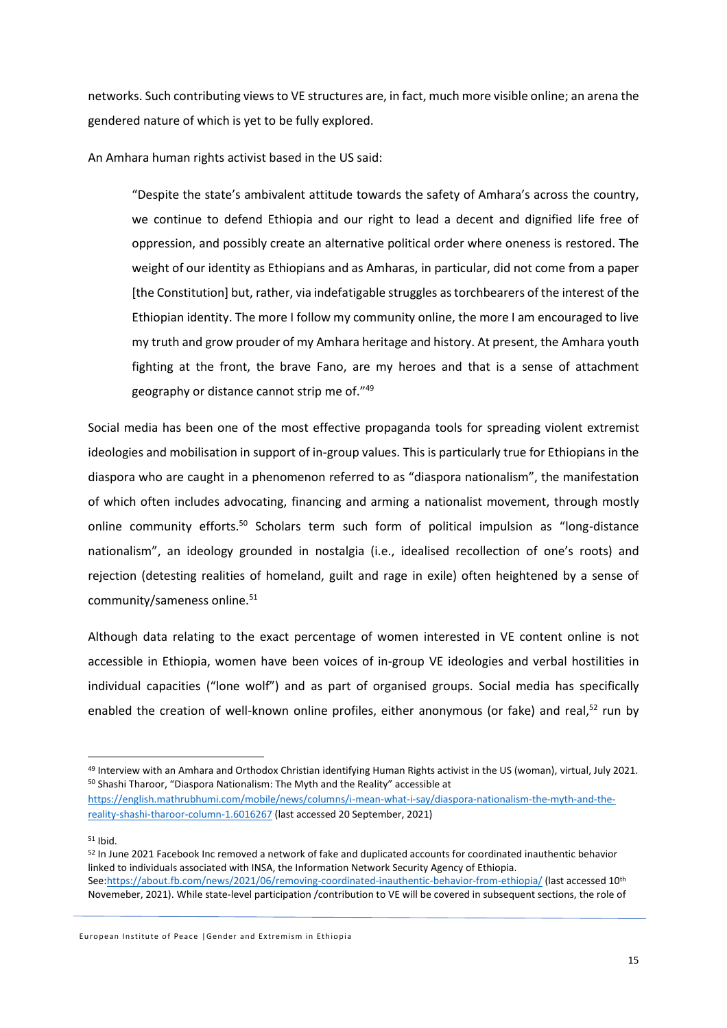networks. Such contributing views to VE structures are, in fact, much more visible online; an arena the gendered nature of which is yet to be fully explored.

An Amhara human rights activist based in the US said:

> "Despite the state's ambivalent attitude towards the safety of Amhara's across the country, we continue to defend Ethiopia and our right to lead a decent and dignified life free of oppression, and possibly create an alternative political order where oneness is restored. The weight of our identity as Ethiopians and as Amharas, in particular, did not come from a paper [the Constitution] but, rather, via indefatigable struggles as torchbearers of the interest of the Ethiopian identity. The more I follow my community online, the more I am encouraged to live my truth and grow prouder of my Amhara heritage and history. At present, the Amhara youth fighting at the front, the brave Fano, are my heroes and that is a sense of attachment geography or distance cannot strip me of."[49]

Social media has been one of the most effective propaganda tools for spreading violent extremist ideologies and mobilisation in support of in-group values. This is particularly true for Ethiopians in the diaspora who are caught in a phenomenon referred to as "diaspora nationalism", the manifestation of which often includes advocating, financing and arming a nationalist movement, through mostly online community efforts.[50] Scholars term such form of political impulsion as "long-distance nationalism", an ideology grounded in nostalgia (i.e., idealised recollection of one's roots) and rejection (detesting realities of homeland, guilt and rage in exile) often heightened by a sense of community/sameness online.[51]

Although data relating to the exact percentage of women interested in VE content online is not accessible in Ethiopia, women have been voices of in-group VE ideologies and verbal hostilities in individual capacities ("lone wolf") and as part of organised groups. Social media has specifically enabled the creation of well-known online profiles, either anonymous (or fake) and real,[52] run by

---

[49] Interview with an Amhara and Orthodox Christian identifying Human Rights activist in the US (woman), virtual, July 2021.

[50] Shashi Tharoor, "Diaspora Nationalism: The Myth and the Reality" accessible at https://english.mathrubhumi.com/mobile/news/columns/i-mean-what-i-say/diaspora-nationalism-the-myth-and-the-reality-shashi-tharoor-column-1.6016267 (last accessed 20 September, 2021)

[51] Ibid.

[52] In June 2021 Facebook Inc removed a network of fake and duplicated accounts for coordinated inauthentic behavior linked to individuals associated with INSA, the Information Network Security Agency of Ethiopia. See:https://about.fb.com/news/2021/06/removing-coordinated-inauthentic-behavior-from-ethiopia/ (last accessed 10th Novemeber, 2021). While state-level participation /contribution to VE will be covered in subsequent sections, the role of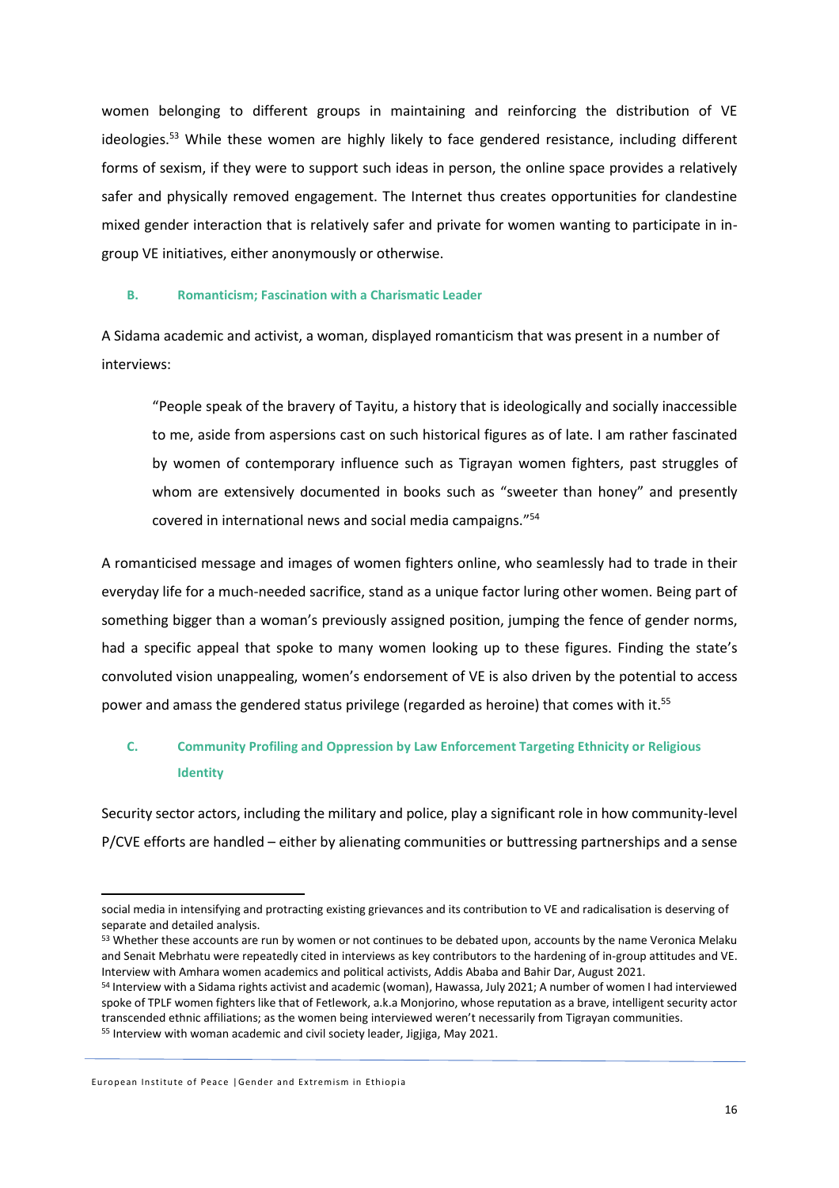women belonging to different groups in maintaining and reinforcing the distribution of VE ideologies.[53] While these women are highly likely to face gendered resistance, including different forms of sexism, if they were to support such ideas in person, the online space provides a relatively safer and physically removed engagement. The Internet thus creates opportunities for clandestine mixed gender interaction that is relatively safer and private for women wanting to participate in in-group VE initiatives, either anonymously or otherwise.

### B. Romanticism; Fascination with a Charismatic Leader

A Sidama academic and activist, a woman, displayed romanticism that was present in a number of interviews:

> "People speak of the bravery of Tayitu, a history that is ideologically and socially inaccessible to me, aside from aspersions cast on such historical figures as of late. I am rather fascinated by women of contemporary influence such as Tigrayan women fighters, past struggles of whom are extensively documented in books such as "sweeter than honey" and presently covered in international news and social media campaigns."[54]

A romanticised message and images of women fighters online, who seamlessly had to trade in their everyday life for a much-needed sacrifice, stand as a unique factor luring other women. Being part of something bigger than a woman's previously assigned position, jumping the fence of gender norms, had a specific appeal that spoke to many women looking up to these figures. Finding the state's convoluted vision unappealing, women's endorsement of VE is also driven by the potential to access power and amass the gendered status privilege (regarded as heroine) that comes with it.[55]

### C. Community Profiling and Oppression by Law Enforcement Targeting Ethnicity or Religious Identity

Security sector actors, including the military and police, play a significant role in how community-level P/CVE efforts are handled – either by alienating communities or buttressing partnerships and a sense

---

social media in intensifying and protracting existing grievances and its contribution to VE and radicalisation is deserving of separate and detailed analysis.

[53] Whether these accounts are run by women or not continues to be debated upon, accounts by the name Veronica Melaku and Senait Mebrhatu were repeatedly cited in interviews as key contributors to the hardening of in-group attitudes and VE. Interview with Amhara women academics and political activists, Addis Ababa and Bahir Dar, August 2021.

[54] Interview with a Sidama rights activist and academic (woman), Hawassa, July 2021; A number of women I had interviewed spoke of TPLF women fighters like that of Fetlework, a.k.a Monjorino, whose reputation as a brave, intelligent security actor transcended ethnic affiliations; as the women being interviewed weren't necessarily from Tigrayan communities.

[55] Interview with woman academic and civil society leader, Jigjiga, May 2021.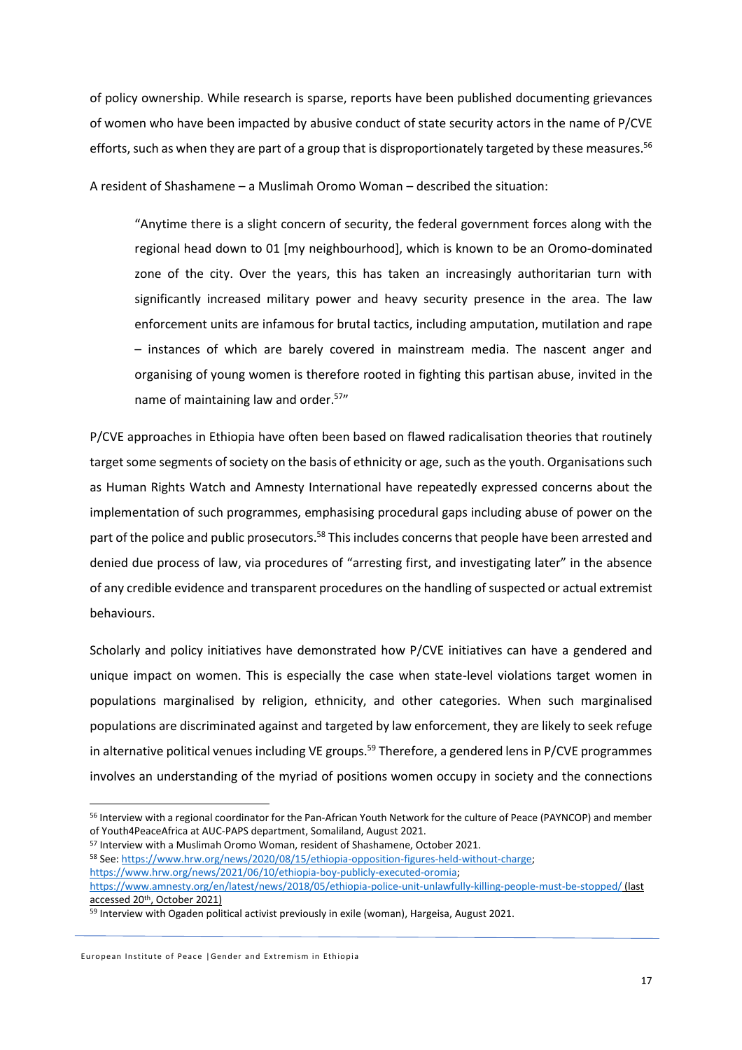of policy ownership. While research is sparse, reports have been published documenting grievances of women who have been impacted by abusive conduct of state security actors in the name of P/CVE efforts, such as when they are part of a group that is disproportionately targeted by these measures.[56]

A resident of Shashamene – a Muslimah Oromo Woman – described the situation:

> "Anytime there is a slight concern of security, the federal government forces along with the regional head down to 01 [my neighbourhood], which is known to be an Oromo-dominated zone of the city. Over the years, this has taken an increasingly authoritarian turn with significantly increased military power and heavy security presence in the area. The law enforcement units are infamous for brutal tactics, including amputation, mutilation and rape – instances of which are barely covered in mainstream media. The nascent anger and organising of young women is therefore rooted in fighting this partisan abuse, invited in the name of maintaining law and order.[57]"

P/CVE approaches in Ethiopia have often been based on flawed radicalisation theories that routinely target some segments of society on the basis of ethnicity or age, such as the youth. Organisations such as Human Rights Watch and Amnesty International have repeatedly expressed concerns about the implementation of such programmes, emphasising procedural gaps including abuse of power on the part of the police and public prosecutors.[58] This includes concerns that people have been arrested and denied due process of law, via procedures of "arresting first, and investigating later" in the absence of any credible evidence and transparent procedures on the handling of suspected or actual extremist behaviours.

Scholarly and policy initiatives have demonstrated how P/CVE initiatives can have a gendered and unique impact on women. This is especially the case when state-level violations target women in populations marginalised by religion, ethnicity, and other categories. When such marginalised populations are discriminated against and targeted by law enforcement, they are likely to seek refuge in alternative political venues including VE groups.[59] Therefore, a gendered lens in P/CVE programmes involves an understanding of the myriad of positions women occupy in society and the connections

---

[56] Interview with a regional coordinator for the Pan-African Youth Network for the culture of Peace (PAYNCOP) and member of Youth4PeaceAfrica at AUC-PAPS department, Somaliland, August 2021.

[57] Interview with a Muslimah Oromo Woman, resident of Shashamene, October 2021.

[58] See: https://www.hrw.org/news/2020/08/15/ethiopia-opposition-figures-held-without-charge; https://www.hrw.org/news/2021/06/10/ethiopia-boy-publicly-executed-oromia; https://www.amnesty.org/en/latest/news/2018/05/ethiopia-police-unit-unlawfully-killing-people-must-be-stopped/ (last accessed 20th, October 2021)

[59] Interview with Ogaden political activist previously in exile (woman), Hargeisa, August 2021.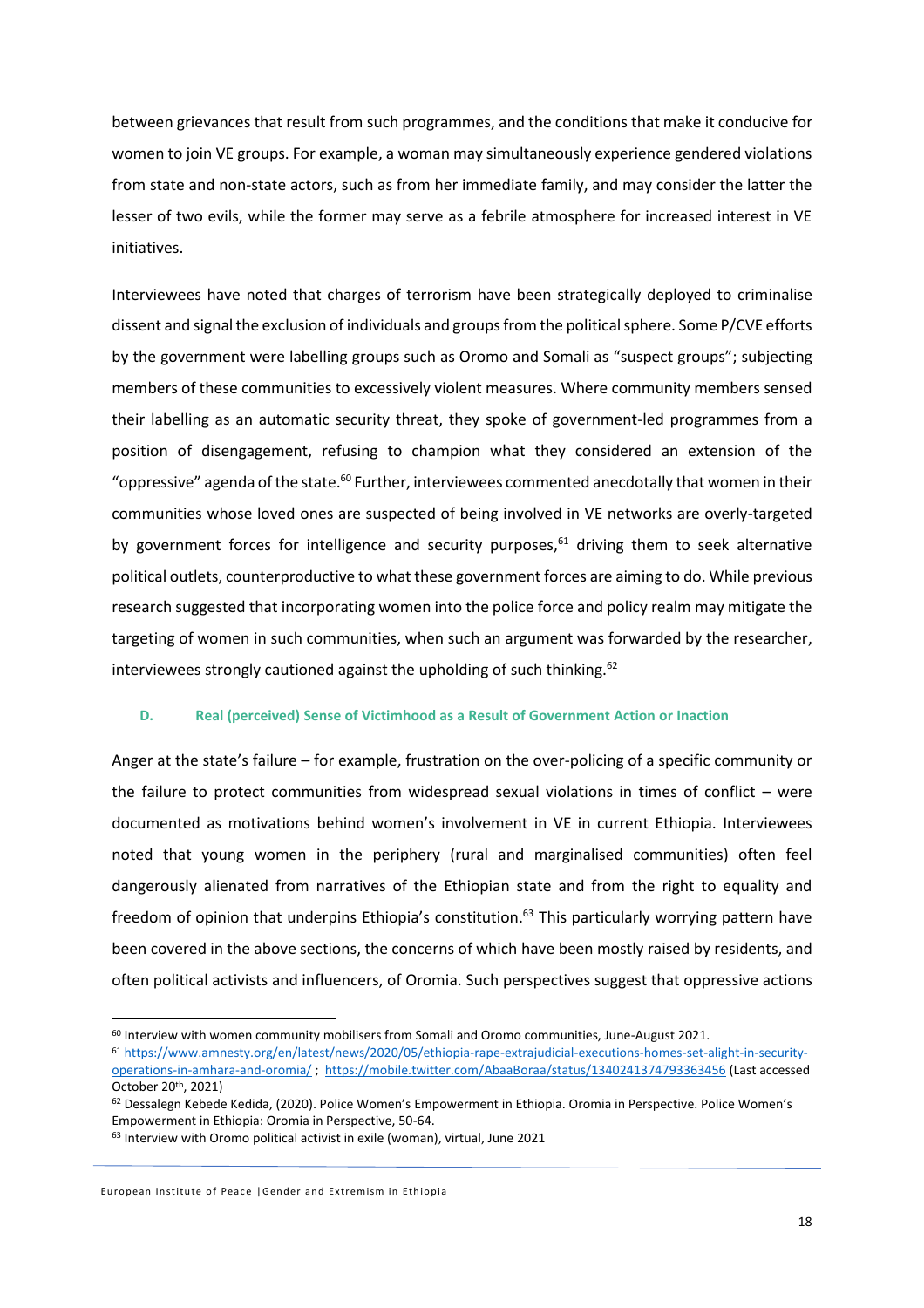between grievances that result from such programmes, and the conditions that make it conducive for women to join VE groups. For example, a woman may simultaneously experience gendered violations from state and non-state actors, such as from her immediate family, and may consider the latter the lesser of two evils, while the former may serve as a febrile atmosphere for increased interest in VE initiatives.

Interviewees have noted that charges of terrorism have been strategically deployed to criminalise dissent and signal the exclusion of individuals and groups from the political sphere. Some P/CVE efforts by the government were labelling groups such as Oromo and Somali as "suspect groups"; subjecting members of these communities to excessively violent measures. Where community members sensed their labelling as an automatic security threat, they spoke of government-led programmes from a position of disengagement, refusing to champion what they considered an extension of the "oppressive" agenda of the state.[60] Further, interviewees commented anecdotally that women in their communities whose loved ones are suspected of being involved in VE networks are overly-targeted by government forces for intelligence and security purposes,[61] driving them to seek alternative political outlets, counterproductive to what these government forces are aiming to do. While previous research suggested that incorporating women into the police force and policy realm may mitigate the targeting of women in such communities, when such an argument was forwarded by the researcher, interviewees strongly cautioned against the upholding of such thinking.[62]

#### D. Real (perceived) Sense of Victimhood as a Result of Government Action or Inaction

Anger at the state's failure – for example, frustration on the over-policing of a specific community or the failure to protect communities from widespread sexual violations in times of conflict – were documented as motivations behind women's involvement in VE in current Ethiopia. Interviewees noted that young women in the periphery (rural and marginalised communities) often feel dangerously alienated from narratives of the Ethiopian state and from the right to equality and freedom of opinion that underpins Ethiopia's constitution.[63] This particularly worrying pattern have been covered in the above sections, the concerns of which have been mostly raised by residents, and often political activists and influencers, of Oromia. Such perspectives suggest that oppressive actions

---

[60] Interview with women community mobilisers from Somali and Oromo communities, June-August 2021.

[61] https://www.amnesty.org/en/latest/news/2020/05/ethiopia-rape-extrajudicial-executions-homes-set-alight-in-security-operations-in-amhara-and-oromia/ ; https://mobile.twitter.com/AbaaBoraa/status/1340241374793363456 (Last accessed October 20th, 2021)

[62] Dessalegn Kebede Kedida, (2020). Police Women's Empowerment in Ethiopia. Oromia in Perspective. Police Women's Empowerment in Ethiopia: Oromia in Perspective, 50-64.

[63] Interview with Oromo political activist in exile (woman), virtual, June 2021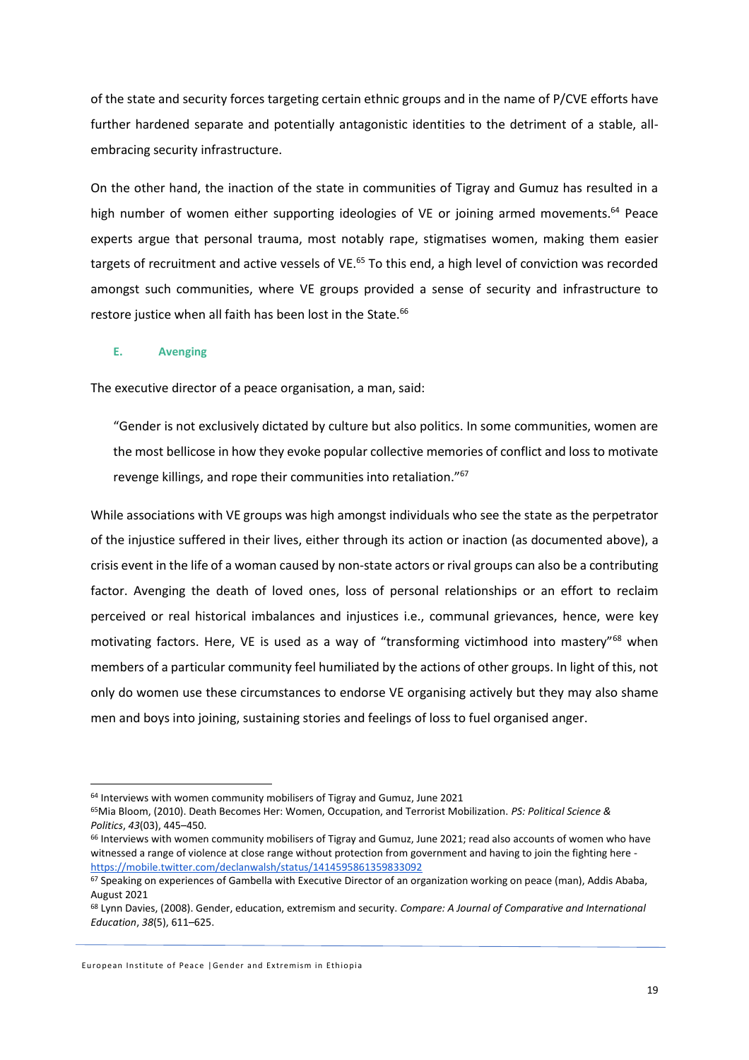of the state and security forces targeting certain ethnic groups and in the name of P/CVE efforts have further hardened separate and potentially antagonistic identities to the detriment of a stable, all-embracing security infrastructure.

On the other hand, the inaction of the state in communities of Tigray and Gumuz has resulted in a high number of women either supporting ideologies of VE or joining armed movements.[64] Peace experts argue that personal trauma, most notably rape, stigmatises women, making them easier targets of recruitment and active vessels of VE.[65] To this end, a high level of conviction was recorded amongst such communities, where VE groups provided a sense of security and infrastructure to restore justice when all faith has been lost in the State.[66]

### E. Avenging

The executive director of a peace organisation, a man, said:

> "Gender is not exclusively dictated by culture but also politics. In some communities, women are the most bellicose in how they evoke popular collective memories of conflict and loss to motivate revenge killings, and rope their communities into retaliation."[67]

While associations with VE groups was high amongst individuals who see the state as the perpetrator of the injustice suffered in their lives, either through its action or inaction (as documented above), a crisis event in the life of a woman caused by non-state actors or rival groups can also be a contributing factor. Avenging the death of loved ones, loss of personal relationships or an effort to reclaim perceived or real historical imbalances and injustices i.e., communal grievances, hence, were key motivating factors. Here, VE is used as a way of "transforming victimhood into mastery"[68] when members of a particular community feel humiliated by the actions of other groups. In light of this, not only do women use these circumstances to endorse VE organising actively but they may also shame men and boys into joining, sustaining stories and feelings of loss to fuel organised anger.

---

[64] Interviews with women community mobilisers of Tigray and Gumuz, June 2021

[65] Mia Bloom, (2010). Death Becomes Her: Women, Occupation, and Terrorist Mobilization. *PS: Political Science & Politics*, *43*(03), 445–450.

[66] Interviews with women community mobilisers of Tigray and Gumuz, June 2021; read also accounts of women who have witnessed a range of violence at close range without protection from government and having to join the fighting here - https://mobile.twitter.com/declanwalsh/status/1414595861359833092

[67] Speaking on experiences of Gambella with Executive Director of an organization working on peace (man), Addis Ababa, August 2021

[68] Lynn Davies, (2008). Gender, education, extremism and security. *Compare: A Journal of Comparative and International Education*, *38*(5), 611–625.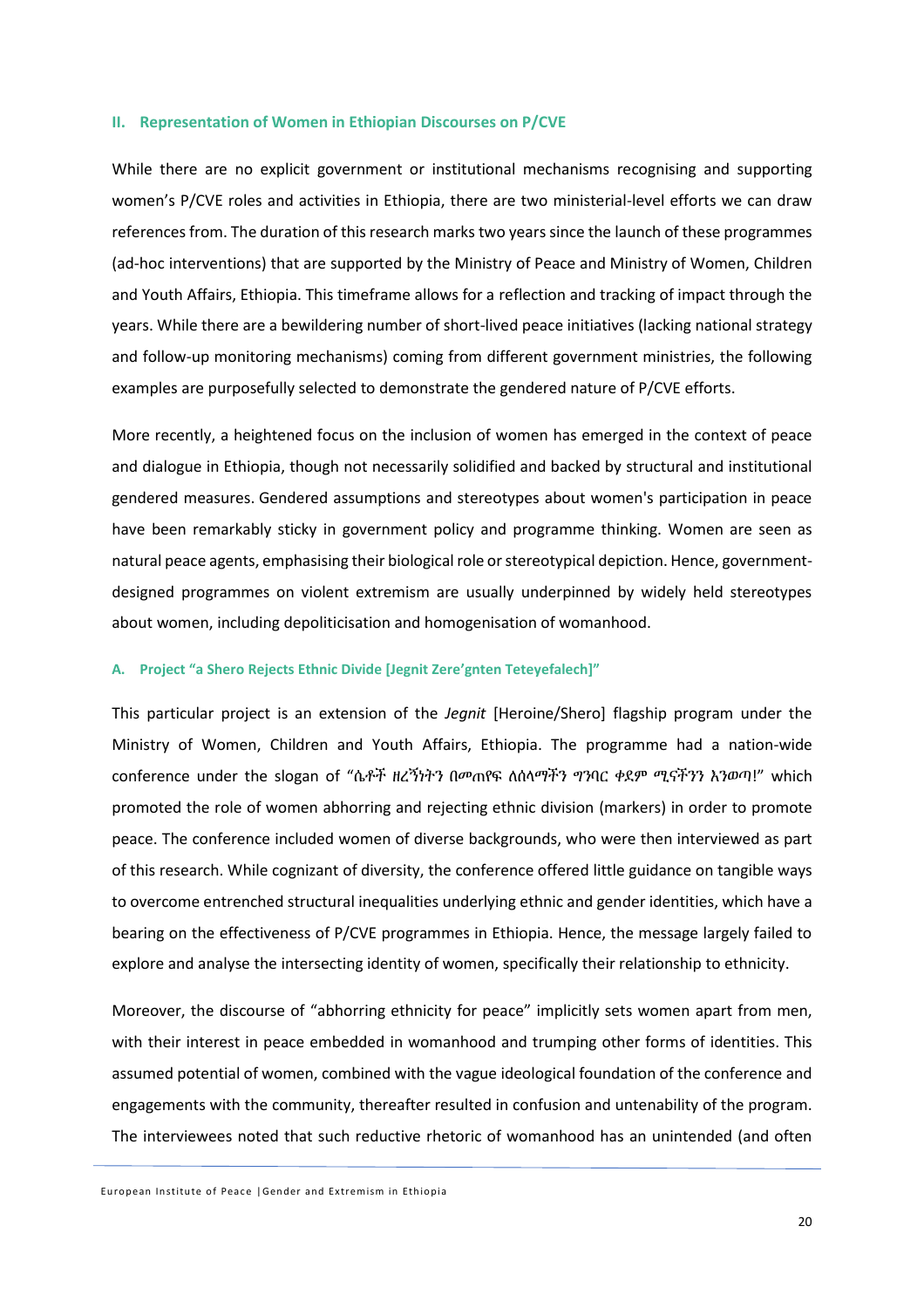## II. Representation of Women in Ethiopian Discourses on P/CVE

While there are no explicit government or institutional mechanisms recognising and supporting women's P/CVE roles and activities in Ethiopia, there are two ministerial-level efforts we can draw references from. The duration of this research marks two years since the launch of these programmes (ad-hoc interventions) that are supported by the Ministry of Peace and Ministry of Women, Children and Youth Affairs, Ethiopia. This timeframe allows for a reflection and tracking of impact through the years. While there are a bewildering number of short-lived peace initiatives (lacking national strategy and follow-up monitoring mechanisms) coming from different government ministries, the following examples are purposefully selected to demonstrate the gendered nature of P/CVE efforts.

More recently, a heightened focus on the inclusion of women has emerged in the context of peace and dialogue in Ethiopia, though not necessarily solidified and backed by structural and institutional gendered measures. Gendered assumptions and stereotypes about women's participation in peace have been remarkably sticky in government policy and programme thinking. Women are seen as natural peace agents, emphasising their biological role or stereotypical depiction. Hence, government-designed programmes on violent extremism are usually underpinned by widely held stereotypes about women, including depoliticisation and homogenisation of womanhood.

### A. Project "a Shero Rejects Ethnic Divide [Jegnit Zere'gnten Teteyefalech]"

This particular project is an extension of the *Jegnit* [Heroine/Shero] flagship program under the Ministry of Women, Children and Youth Affairs, Ethiopia. The programme had a nation-wide conference under the slogan of "ሴቶች ዘረኝነትን በመጠየፍ ለሰላማችን ግንባር ቀደም ሚናችንን እንወጣ!" which promoted the role of women abhorring and rejecting ethnic division (markers) in order to promote peace. The conference included women of diverse backgrounds, who were then interviewed as part of this research. While cognizant of diversity, the conference offered little guidance on tangible ways to overcome entrenched structural inequalities underlying ethnic and gender identities, which have a bearing on the effectiveness of P/CVE programmes in Ethiopia. Hence, the message largely failed to explore and analyse the intersecting identity of women, specifically their relationship to ethnicity.

Moreover, the discourse of "abhorring ethnicity for peace" implicitly sets women apart from men, with their interest in peace embedded in womanhood and trumping other forms of identities. This assumed potential of women, combined with the vague ideological foundation of the conference and engagements with the community, thereafter resulted in confusion and untenability of the program. The interviewees noted that such reductive rhetoric of womanhood has an unintended (and often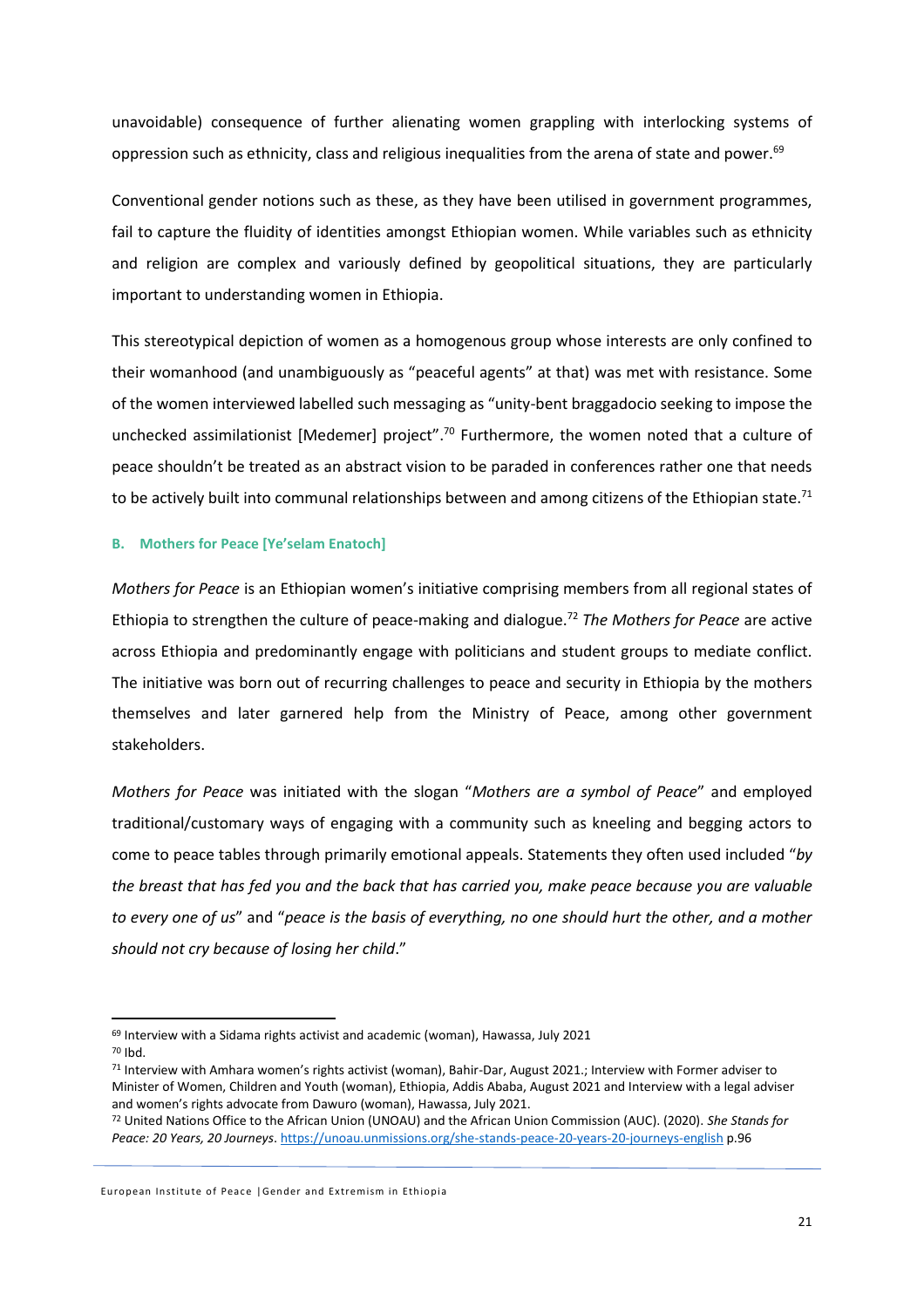unavoidable) consequence of further alienating women grappling with interlocking systems of oppression such as ethnicity, class and religious inequalities from the arena of state and power.[69]

Conventional gender notions such as these, as they have been utilised in government programmes, fail to capture the fluidity of identities amongst Ethiopian women. While variables such as ethnicity and religion are complex and variously defined by geopolitical situations, they are particularly important to understanding women in Ethiopia.

This stereotypical depiction of women as a homogenous group whose interests are only confined to their womanhood (and unambiguously as "peaceful agents" at that) was met with resistance. Some of the women interviewed labelled such messaging as "unity-bent braggadocio seeking to impose the unchecked assimilationist [Medemer] project".[70] Furthermore, the women noted that a culture of peace shouldn't be treated as an abstract vision to be paraded in conferences rather one that needs to be actively built into communal relationships between and among citizens of the Ethiopian state.[71]

### B. Mothers for Peace [Ye'selam Enatoch]

*Mothers for Peace* is an Ethiopian women's initiative comprising members from all regional states of Ethiopia to strengthen the culture of peace-making and dialogue.[72] *The Mothers for Peace* are active across Ethiopia and predominantly engage with politicians and student groups to mediate conflict. The initiative was born out of recurring challenges to peace and security in Ethiopia by the mothers themselves and later garnered help from the Ministry of Peace, among other government stakeholders.

*Mothers for Peace* was initiated with the slogan "*Mothers are a symbol of Peace*" and employed traditional/customary ways of engaging with a community such as kneeling and begging actors to come to peace tables through primarily emotional appeals. Statements they often used included "*by the breast that has fed you and the back that has carried you, make peace because you are valuable to every one of us*" and "*peace is the basis of everything, no one should hurt the other, and a mother should not cry because of losing her child*."

---

[69] Interview with a Sidama rights activist and academic (woman), Hawassa, July 2021

[70] Ibd.

[71] Interview with Amhara women's rights activist (woman), Bahir-Dar, August 2021.; Interview with Former adviser to Minister of Women, Children and Youth (woman), Ethiopia, Addis Ababa, August 2021 and Interview with a legal adviser and women's rights advocate from Dawuro (woman), Hawassa, July 2021.

[72] United Nations Office to the African Union (UNOAU) and the African Union Commission (AUC). (2020). *She Stands for Peace: 20 Years, 20 Journeys*. https://unoau.unmissions.org/she-stands-peace-20-years-20-journeys-english p.96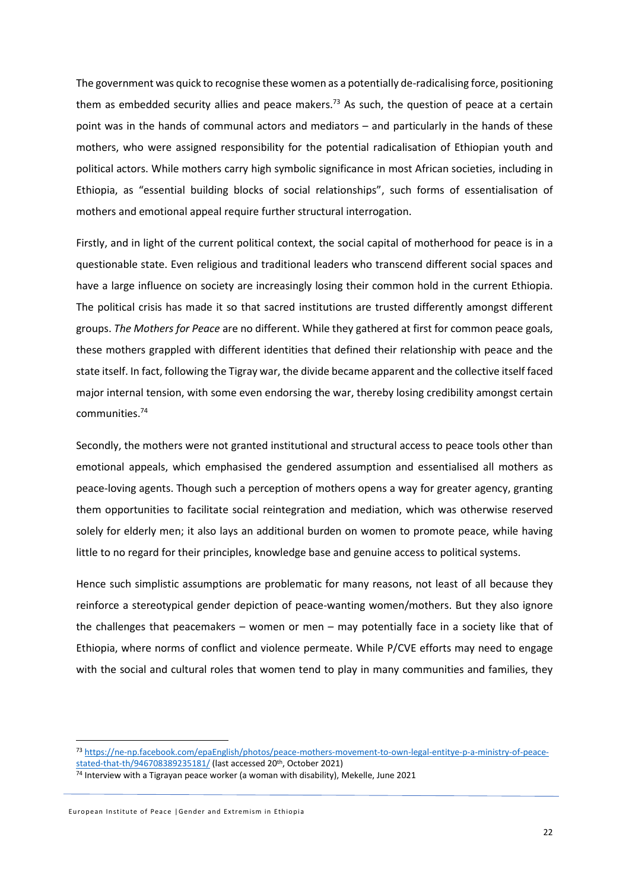The government was quick to recognise these women as a potentially de-radicalising force, positioning them as embedded security allies and peace makers.[73] As such, the question of peace at a certain point was in the hands of communal actors and mediators – and particularly in the hands of these mothers, who were assigned responsibility for the potential radicalisation of Ethiopian youth and political actors. While mothers carry high symbolic significance in most African societies, including in Ethiopia, as "essential building blocks of social relationships", such forms of essentialisation of mothers and emotional appeal require further structural interrogation.

Firstly, and in light of the current political context, the social capital of motherhood for peace is in a questionable state. Even religious and traditional leaders who transcend different social spaces and have a large influence on society are increasingly losing their common hold in the current Ethiopia. The political crisis has made it so that sacred institutions are trusted differently amongst different groups. *The Mothers for Peace* are no different. While they gathered at first for common peace goals, these mothers grappled with different identities that defined their relationship with peace and the state itself. In fact, following the Tigray war, the divide became apparent and the collective itself faced major internal tension, with some even endorsing the war, thereby losing credibility amongst certain communities.[74]

Secondly, the mothers were not granted institutional and structural access to peace tools other than emotional appeals, which emphasised the gendered assumption and essentialised all mothers as peace-loving agents. Though such a perception of mothers opens a way for greater agency, granting them opportunities to facilitate social reintegration and mediation, which was otherwise reserved solely for elderly men; it also lays an additional burden on women to promote peace, while having little to no regard for their principles, knowledge base and genuine access to political systems.

Hence such simplistic assumptions are problematic for many reasons, not least of all because they reinforce a stereotypical gender depiction of peace-wanting women/mothers. But they also ignore the challenges that peacemakers – women or men – may potentially face in a society like that of Ethiopia, where norms of conflict and violence permeate. While P/CVE efforts may need to engage with the social and cultural roles that women tend to play in many communities and families, they

---

[73] https://ne-np.facebook.com/epaEnglish/photos/peace-mothers-movement-to-own-legal-entitye-p-a-ministry-of-peace-stated-that-th/946708389235181/ (last accessed 20th, October 2021)

[74] Interview with a Tigrayan peace worker (a woman with disability), Mekelle, June 2021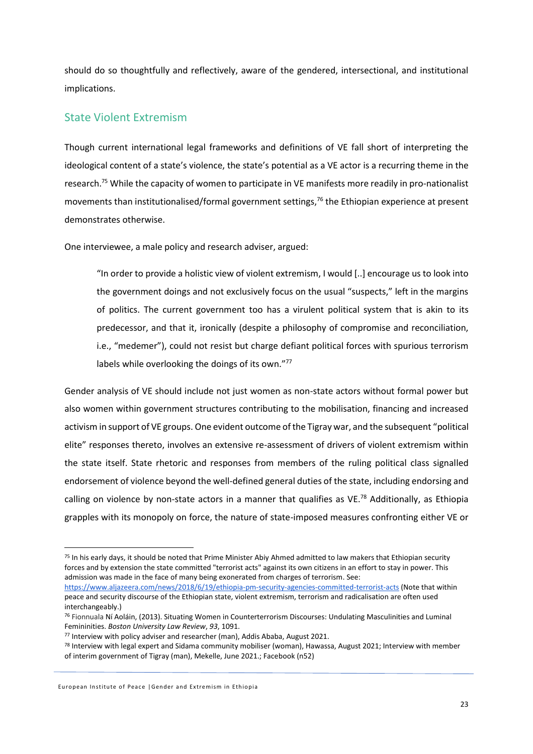should do so thoughtfully and reflectively, aware of the gendered, intersectional, and institutional implications.

## State Violent Extremism

Though current international legal frameworks and definitions of VE fall short of interpreting the ideological content of a state's violence, the state's potential as a VE actor is a recurring theme in the research.[75] While the capacity of women to participate in VE manifests more readily in pro-nationalist movements than institutionalised/formal government settings,[76] the Ethiopian experience at present demonstrates otherwise.

One interviewee, a male policy and research adviser, argued:

> "In order to provide a holistic view of violent extremism, I would [..] encourage us to look into the government doings and not exclusively focus on the usual "suspects," left in the margins of politics. The current government too has a virulent political system that is akin to its predecessor, and that it, ironically (despite a philosophy of compromise and reconciliation, i.e., "medemer"), could not resist but charge defiant political forces with spurious terrorism labels while overlooking the doings of its own."[77]

Gender analysis of VE should include not just women as non-state actors without formal power but also women within government structures contributing to the mobilisation, financing and increased activism in support of VE groups. One evident outcome of the Tigray war, and the subsequent "political elite" responses thereto, involves an extensive re-assessment of drivers of violent extremism within the state itself. State rhetoric and responses from members of the ruling political class signalled endorsement of violence beyond the well-defined general duties of the state, including endorsing and calling on violence by non-state actors in a manner that qualifies as VE.[78] Additionally, as Ethiopia grapples with its monopoly on force, the nature of state-imposed measures confronting either VE or

---

[75] In his early days, it should be noted that Prime Minister Abiy Ahmed admitted to law makers that Ethiopian security forces and by extension the state committed "terrorist acts" against its own citizens in an effort to stay in power. This admission was made in the face of many being exonerated from charges of terrorism. See: https://www.aljazeera.com/news/2018/6/19/ethiopia-pm-security-agencies-committed-terrorist-acts (Note that within peace and security discourse of the Ethiopian state, violent extremism, terrorism and radicalisation are often used interchangeably.)

[76] Fionnuala Ní Aoláin, (2013). Situating Women in Counterterrorism Discourses: Undulating Masculinities and Luminal Femininities. *Boston University Law Review*, *93*, 1091.

[77] Interview with policy adviser and researcher (man), Addis Ababa, August 2021.

[78] Interview with legal expert and Sidama community mobiliser (woman), Hawassa, August 2021; Interview with member of interim government of Tigray (man), Mekelle, June 2021.; Facebook (n52)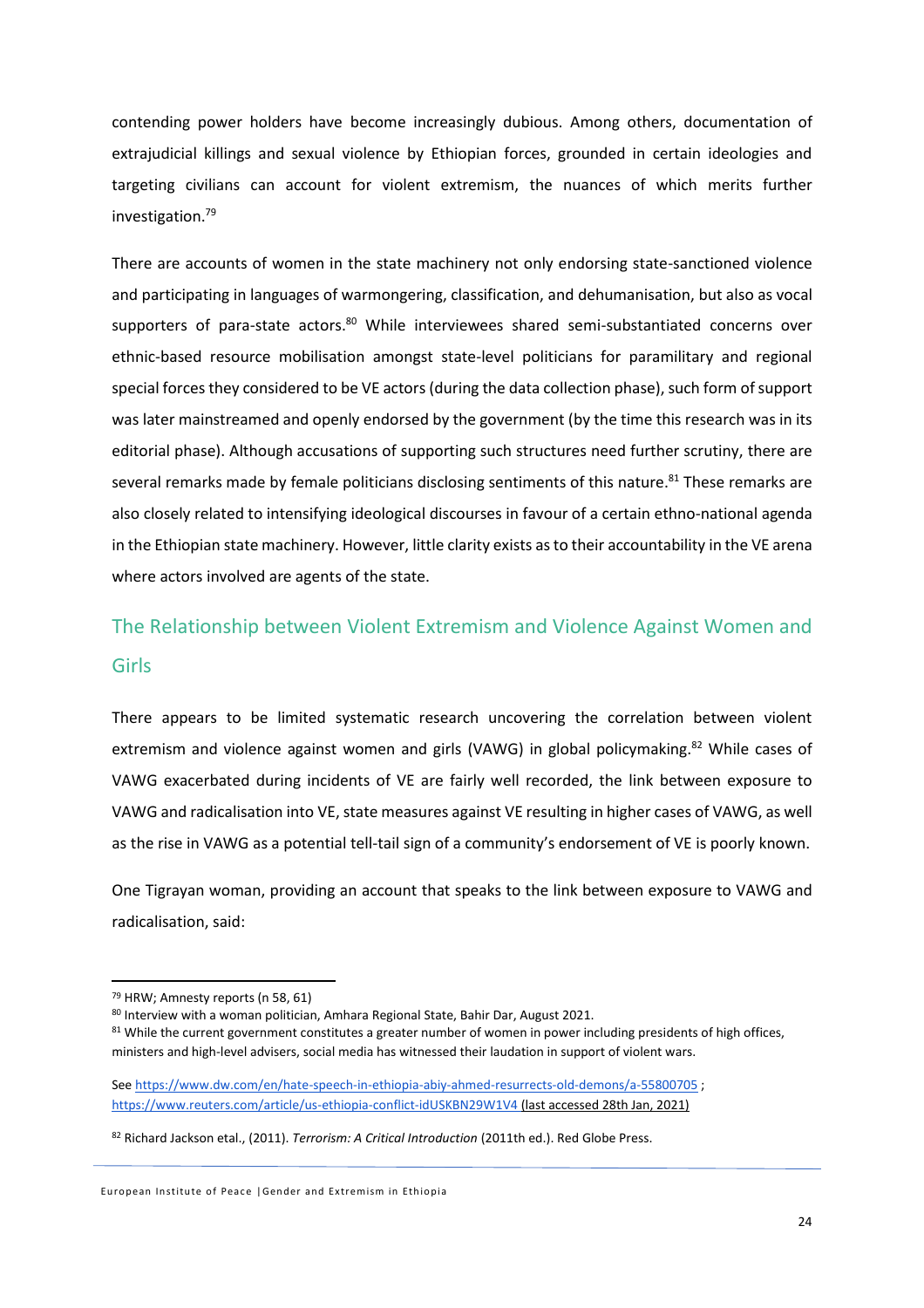contending power holders have become increasingly dubious. Among others, documentation of extrajudicial killings and sexual violence by Ethiopian forces, grounded in certain ideologies and targeting civilians can account for violent extremism, the nuances of which merits further investigation.[79]

There are accounts of women in the state machinery not only endorsing state-sanctioned violence and participating in languages of warmongering, classification, and dehumanisation, but also as vocal supporters of para-state actors.[80] While interviewees shared semi-substantiated concerns over ethnic-based resource mobilisation amongst state-level politicians for paramilitary and regional special forces they considered to be VE actors (during the data collection phase), such form of support was later mainstreamed and openly endorsed by the government (by the time this research was in its editorial phase). Although accusations of supporting such structures need further scrutiny, there are several remarks made by female politicians disclosing sentiments of this nature.[81] These remarks are also closely related to intensifying ideological discourses in favour of a certain ethno-national agenda in the Ethiopian state machinery. However, little clarity exists as to their accountability in the VE arena where actors involved are agents of the state.

## The Relationship between Violent Extremism and Violence Against Women and Girls

There appears to be limited systematic research uncovering the correlation between violent extremism and violence against women and girls (VAWG) in global policymaking.[82] While cases of VAWG exacerbated during incidents of VE are fairly well recorded, the link between exposure to VAWG and radicalisation into VE, state measures against VE resulting in higher cases of VAWG, as well as the rise in VAWG as a potential tell-tail sign of a community's endorsement of VE is poorly known.

One Tigrayan woman, providing an account that speaks to the link between exposure to VAWG and radicalisation, said:

---

[79] HRW; Amnesty reports (n 58, 61)

[80] Interview with a woman politician, Amhara Regional State, Bahir Dar, August 2021.

[81] While the current government constitutes a greater number of women in power including presidents of high offices, ministers and high-level advisers, social media has witnessed their laudation in support of violent wars.

See https://www.dw.com/en/hate-speech-in-ethiopia-abiy-ahmed-resurrects-old-demons/a-55800705 ; https://www.reuters.com/article/us-ethiopia-conflict-idUSKBN29W1V4 (last accessed 28th Jan, 2021)

[82] Richard Jackson etal., (2011). *Terrorism: A Critical Introduction* (2011th ed.). Red Globe Press.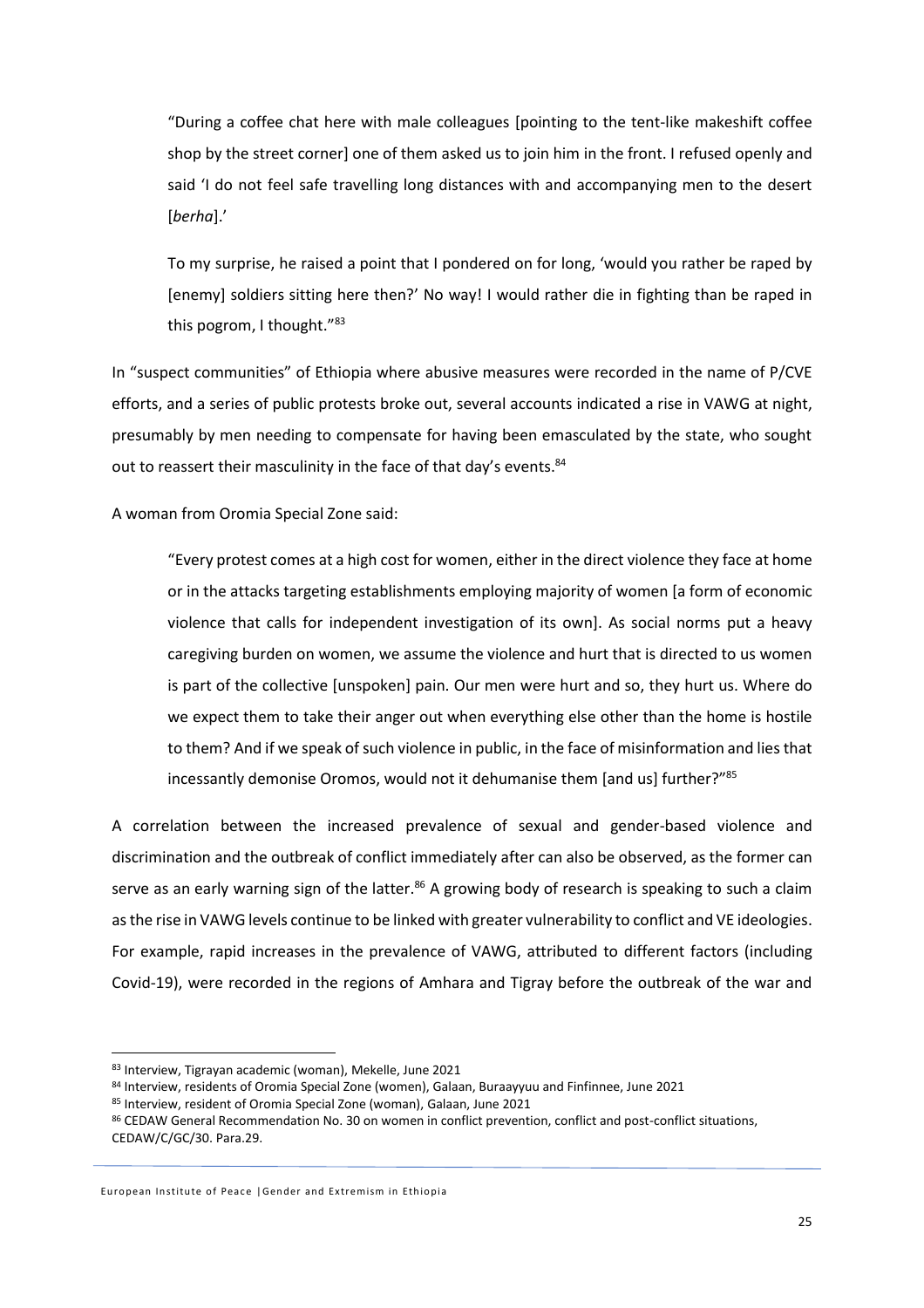> "During a coffee chat here with male colleagues [pointing to the tent-like makeshift coffee shop by the street corner] one of them asked us to join him in the front. I refused openly and said 'I do not feel safe travelling long distances with and accompanying men to the desert [*berha*].'
>
> To my surprise, he raised a point that I pondered on for long, 'would you rather be raped by [enemy] soldiers sitting here then?' No way! I would rather die in fighting than be raped in this pogrom, I thought."[83]

In "suspect communities" of Ethiopia where abusive measures were recorded in the name of P/CVE efforts, and a series of public protests broke out, several accounts indicated a rise in VAWG at night, presumably by men needing to compensate for having been emasculated by the state, who sought out to reassert their masculinity in the face of that day's events.[84]

A woman from Oromia Special Zone said:

> "Every protest comes at a high cost for women, either in the direct violence they face at home or in the attacks targeting establishments employing majority of women [a form of economic violence that calls for independent investigation of its own]. As social norms put a heavy caregiving burden on women, we assume the violence and hurt that is directed to us women is part of the collective [unspoken] pain. Our men were hurt and so, they hurt us. Where do we expect them to take their anger out when everything else other than the home is hostile to them? And if we speak of such violence in public, in the face of misinformation and lies that incessantly demonise Oromos, would not it dehumanise them [and us] further?"[85]

A correlation between the increased prevalence of sexual and gender-based violence and discrimination and the outbreak of conflict immediately after can also be observed, as the former can serve as an early warning sign of the latter.[86] A growing body of research is speaking to such a claim as the rise in VAWG levels continue to be linked with greater vulnerability to conflict and VE ideologies. For example, rapid increases in the prevalence of VAWG, attributed to different factors (including Covid-19), were recorded in the regions of Amhara and Tigray before the outbreak of the war and

---

[83] Interview, Tigrayan academic (woman), Mekelle, June 2021

[84] Interview, residents of Oromia Special Zone (women), Galaan, Buraayyuu and Finfinnee, June 2021

[85] Interview, resident of Oromia Special Zone (woman), Galaan, June 2021

[86] CEDAW General Recommendation No. 30 on women in conflict prevention, conflict and post-conflict situations, CEDAW/C/GC/30. Para.29.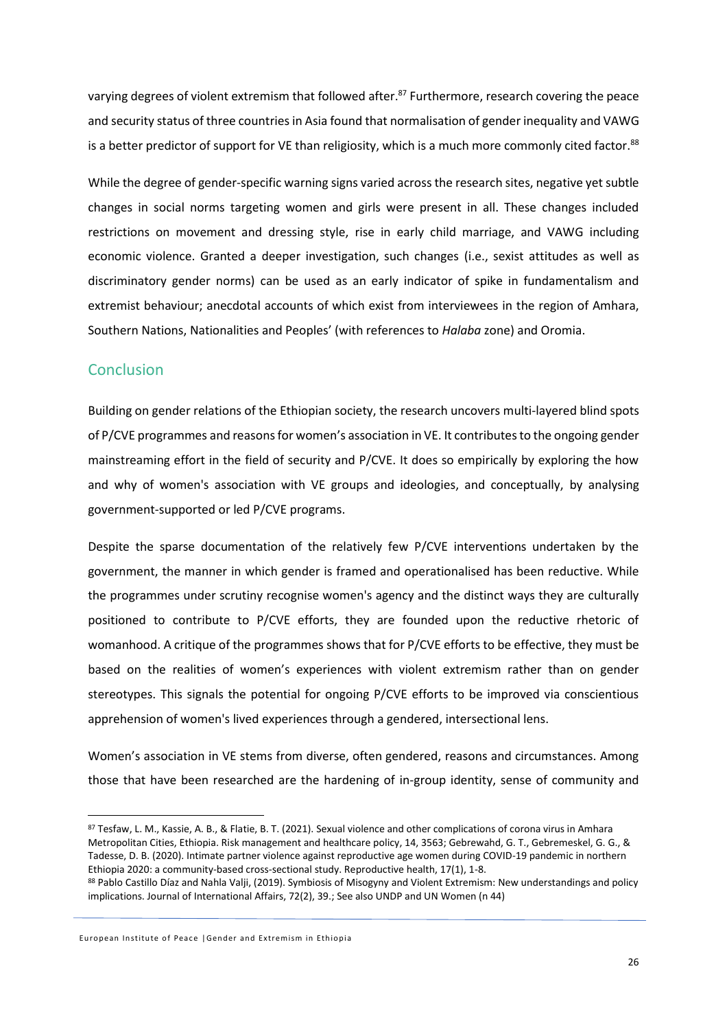varying degrees of violent extremism that followed after.[87] Furthermore, research covering the peace and security status of three countries in Asia found that normalisation of gender inequality and VAWG is a better predictor of support for VE than religiosity, which is a much more commonly cited factor.[88]

While the degree of gender-specific warning signs varied across the research sites, negative yet subtle changes in social norms targeting women and girls were present in all. These changes included restrictions on movement and dressing style, rise in early child marriage, and VAWG including economic violence. Granted a deeper investigation, such changes (i.e., sexist attitudes as well as discriminatory gender norms) can be used as an early indicator of spike in fundamentalism and extremist behaviour; anecdotal accounts of which exist from interviewees in the region of Amhara, Southern Nations, Nationalities and Peoples' (with references to *Halaba* zone) and Oromia.

## Conclusion

Building on gender relations of the Ethiopian society, the research uncovers multi-layered blind spots of P/CVE programmes and reasons for women's association in VE. It contributes to the ongoing gender mainstreaming effort in the field of security and P/CVE. It does so empirically by exploring the how and why of women's association with VE groups and ideologies, and conceptually, by analysing government-supported or led P/CVE programs.

Despite the sparse documentation of the relatively few P/CVE interventions undertaken by the government, the manner in which gender is framed and operationalised has been reductive. While the programmes under scrutiny recognise women's agency and the distinct ways they are culturally positioned to contribute to P/CVE efforts, they are founded upon the reductive rhetoric of womanhood. A critique of the programmes shows that for P/CVE efforts to be effective, they must be based on the realities of women's experiences with violent extremism rather than on gender stereotypes. This signals the potential for ongoing P/CVE efforts to be improved via conscientious apprehension of women's lived experiences through a gendered, intersectional lens.

Women's association in VE stems from diverse, often gendered, reasons and circumstances. Among those that have been researched are the hardening of in-group identity, sense of community and

---

[87] Tesfaw, L. M., Kassie, A. B., & Flatie, B. T. (2021). Sexual violence and other complications of corona virus in Amhara Metropolitan Cities, Ethiopia. Risk management and healthcare policy, 14, 3563; Gebrewahd, G. T., Gebremeskel, G. G., & Tadesse, D. B. (2020). Intimate partner violence against reproductive age women during COVID-19 pandemic in northern Ethiopia 2020: a community-based cross-sectional study. Reproductive health, 17(1), 1-8.

[88] Pablo Castillo Díaz and Nahla Valji, (2019). Symbiosis of Misogyny and Violent Extremism: New understandings and policy implications. Journal of International Affairs, 72(2), 39.; See also UNDP and UN Women (n 44)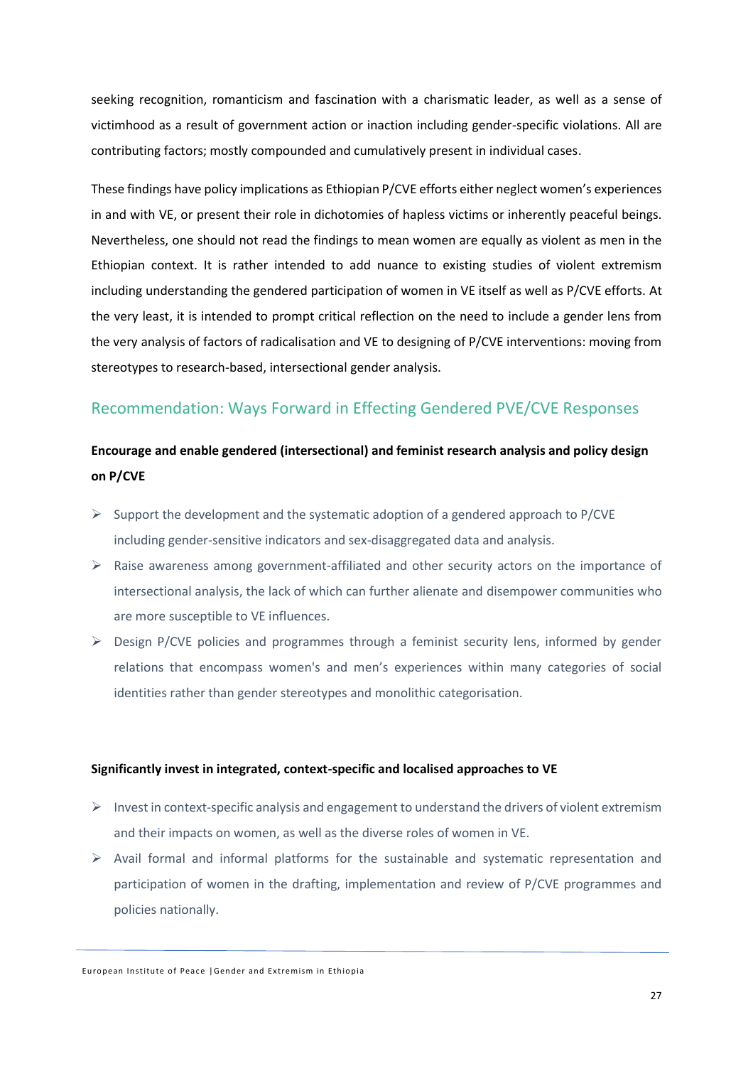seeking recognition, romanticism and fascination with a charismatic leader, as well as a sense of victimhood as a result of government action or inaction including gender-specific violations. All are contributing factors; mostly compounded and cumulatively present in individual cases.

These findings have policy implications as Ethiopian P/CVE efforts either neglect women's experiences in and with VE, or present their role in dichotomies of hapless victims or inherently peaceful beings. Nevertheless, one should not read the findings to mean women are equally as violent as men in the Ethiopian context. It is rather intended to add nuance to existing studies of violent extremism including understanding the gendered participation of women in VE itself as well as P/CVE efforts. At the very least, it is intended to prompt critical reflection on the need to include a gender lens from the very analysis of factors of radicalisation and VE to designing of P/CVE interventions: moving from stereotypes to research-based, intersectional gender analysis.

## Recommendation: Ways Forward in Effecting Gendered PVE/CVE Responses

**Encourage and enable gendered (intersectional) and feminist research analysis and policy design on P/CVE**

- Support the development and the systematic adoption of a gendered approach to P/CVE including gender-sensitive indicators and sex-disaggregated data and analysis.
- Raise awareness among government-affiliated and other security actors on the importance of intersectional analysis, the lack of which can further alienate and disempower communities who are more susceptible to VE influences.
- Design P/CVE policies and programmes through a feminist security lens, informed by gender relations that encompass women's and men's experiences within many categories of social identities rather than gender stereotypes and monolithic categorisation.

**Significantly invest in integrated, context-specific and localised approaches to VE**

- Invest in context-specific analysis and engagement to understand the drivers of violent extremism and their impacts on women, as well as the diverse roles of women in VE.
- Avail formal and informal platforms for the sustainable and systematic representation and participation of women in the drafting, implementation and review of P/CVE programmes and policies nationally.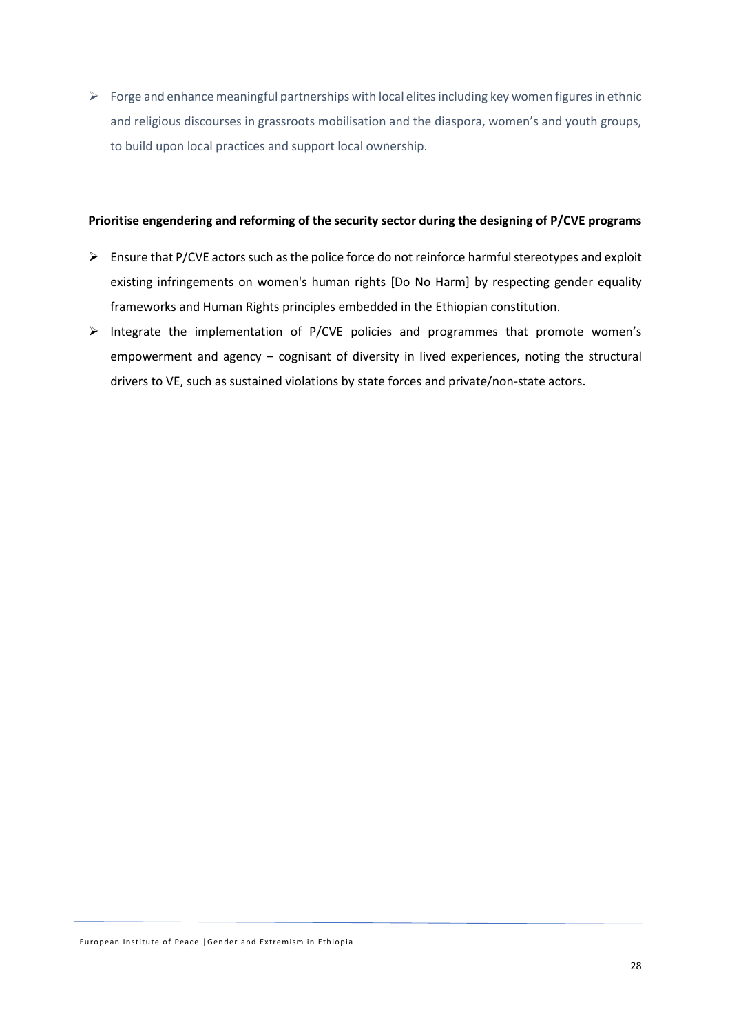- Forge and enhance meaningful partnerships with local elites including key women figures in ethnic and religious discourses in grassroots mobilisation and the diaspora, women's and youth groups, to build upon local practices and support local ownership.

**Prioritise engendering and reforming of the security sector during the designing of P/CVE programs**

- Ensure that P/CVE actors such as the police force do not reinforce harmful stereotypes and exploit existing infringements on women's human rights [Do No Harm] by respecting gender equality frameworks and Human Rights principles embedded in the Ethiopian constitution.
- Integrate the implementation of P/CVE policies and programmes that promote women's empowerment and agency – cognisant of diversity in lived experiences, noting the structural drivers to VE, such as sustained violations by state forces and private/non-state actors.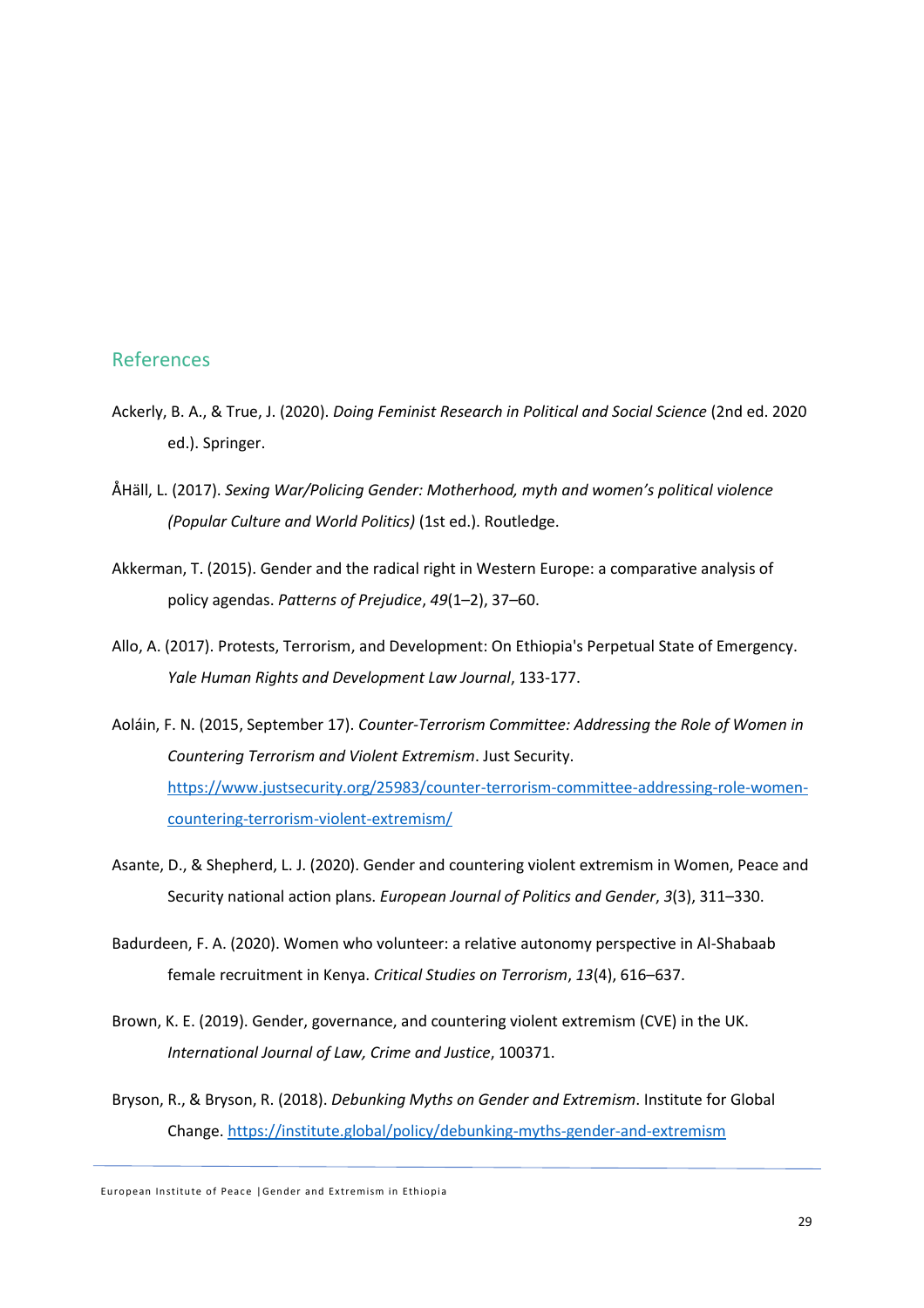## References

Ackerly, B. A., & True, J. (2020). *Doing Feminist Research in Political and Social Science* (2nd ed. 2020 ed.). Springer.

ÅHäll, L. (2017). *Sexing War/Policing Gender: Motherhood, myth and women's political violence (Popular Culture and World Politics)* (1st ed.). Routledge.

Akkerman, T. (2015). Gender and the radical right in Western Europe: a comparative analysis of policy agendas. *Patterns of Prejudice*, *49*(1–2), 37–60.

Allo, A. (2017). Protests, Terrorism, and Development: On Ethiopia's Perpetual State of Emergency. *Yale Human Rights and Development Law Journal*, 133-177.

Aoláin, F. N. (2015, September 17). *Counter-Terrorism Committee: Addressing the Role of Women in Countering Terrorism and Violent Extremism*. Just Security. https://www.justsecurity.org/25983/counter-terrorism-committee-addressing-role-women-countering-terrorism-violent-extremism/

Asante, D., & Shepherd, L. J. (2020). Gender and countering violent extremism in Women, Peace and Security national action plans. *European Journal of Politics and Gender*, *3*(3), 311–330.

Badurdeen, F. A. (2020). Women who volunteer: a relative autonomy perspective in Al-Shabaab female recruitment in Kenya. *Critical Studies on Terrorism*, *13*(4), 616–637.

Brown, K. E. (2019). Gender, governance, and countering violent extremism (CVE) in the UK. *International Journal of Law, Crime and Justice*, 100371.

Bryson, R., & Bryson, R. (2018). *Debunking Myths on Gender and Extremism*. Institute for Global Change. https://institute.global/policy/debunking-myths-gender-and-extremism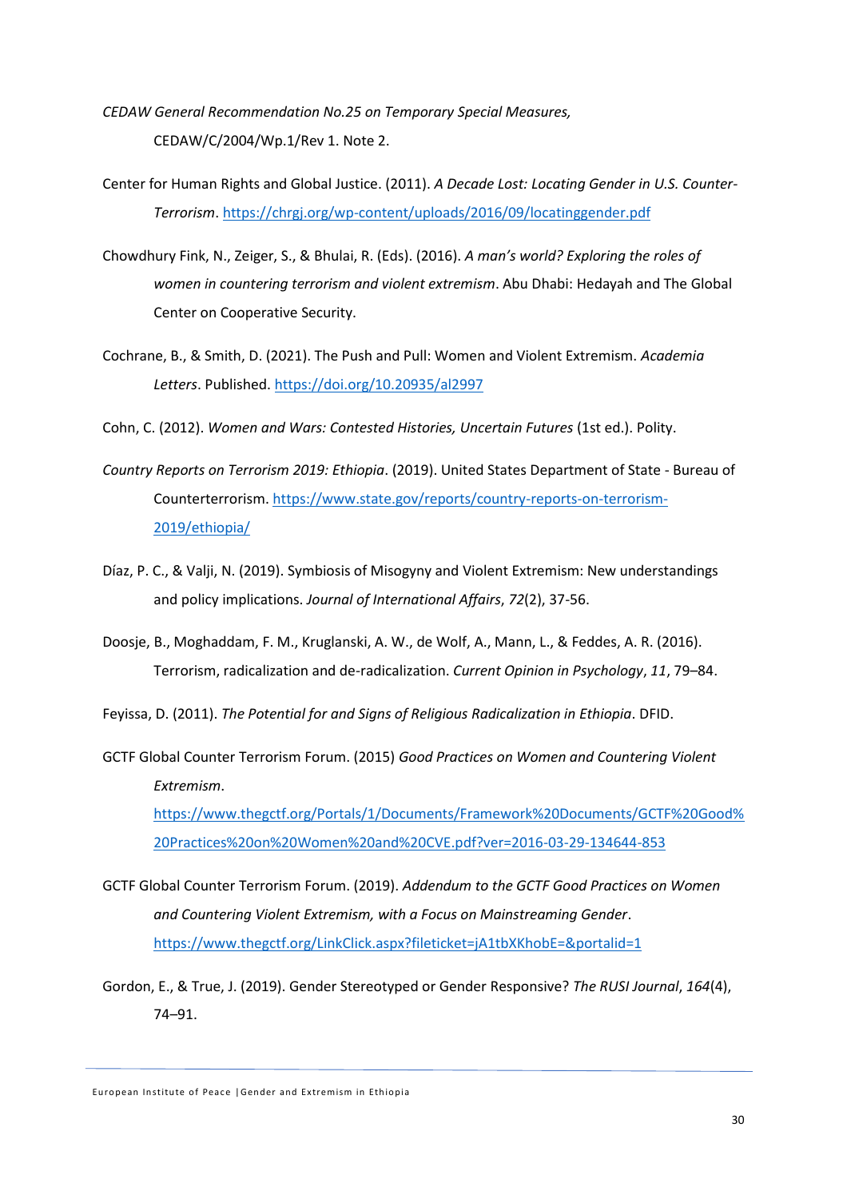*CEDAW General Recommendation No.25 on Temporary Special Measures,* CEDAW/C/2004/Wp.1/Rev 1. Note 2.

Center for Human Rights and Global Justice. (2011). *A Decade Lost: Locating Gender in U.S. Counter-Terrorism*. https://chrgj.org/wp-content/uploads/2016/09/locatinggender.pdf

Chowdhury Fink, N., Zeiger, S., & Bhulai, R. (Eds). (2016). *A man's world? Exploring the roles of women in countering terrorism and violent extremism*. Abu Dhabi: Hedayah and The Global Center on Cooperative Security.

Cochrane, B., & Smith, D. (2021). The Push and Pull: Women and Violent Extremism. *Academia Letters*. Published. https://doi.org/10.20935/al2997

Cohn, C. (2012). *Women and Wars: Contested Histories, Uncertain Futures* (1st ed.). Polity.

*Country Reports on Terrorism 2019: Ethiopia*. (2019). United States Department of State - Bureau of Counterterrorism. https://www.state.gov/reports/country-reports-on-terrorism-2019/ethiopia/

Díaz, P. C., & Valji, N. (2019). Symbiosis of Misogyny and Violent Extremism: New understandings and policy implications. *Journal of International Affairs*, *72*(2), 37-56.

Doosje, B., Moghaddam, F. M., Kruglanski, A. W., de Wolf, A., Mann, L., & Feddes, A. R. (2016). Terrorism, radicalization and de-radicalization. *Current Opinion in Psychology*, *11*, 79–84.

Feyissa, D. (2011). *The Potential for and Signs of Religious Radicalization in Ethiopia*. DFID.

GCTF Global Counter Terrorism Forum. (2015) *Good Practices on Women and Countering Violent Extremism*. https://www.thegctf.org/Portals/1/Documents/Framework%20Documents/GCTF%20Good%20Practices%20on%20Women%20and%20CVE.pdf?ver=2016-03-29-134644-853

GCTF Global Counter Terrorism Forum. (2019). *Addendum to the GCTF Good Practices on Women and Countering Violent Extremism, with a Focus on Mainstreaming Gender*. https://www.thegctf.org/LinkClick.aspx?fileticket=jA1tbXKhobE=&portalid=1

Gordon, E., & True, J. (2019). Gender Stereotyped or Gender Responsive? *The RUSI Journal*, *164*(4), 74–91.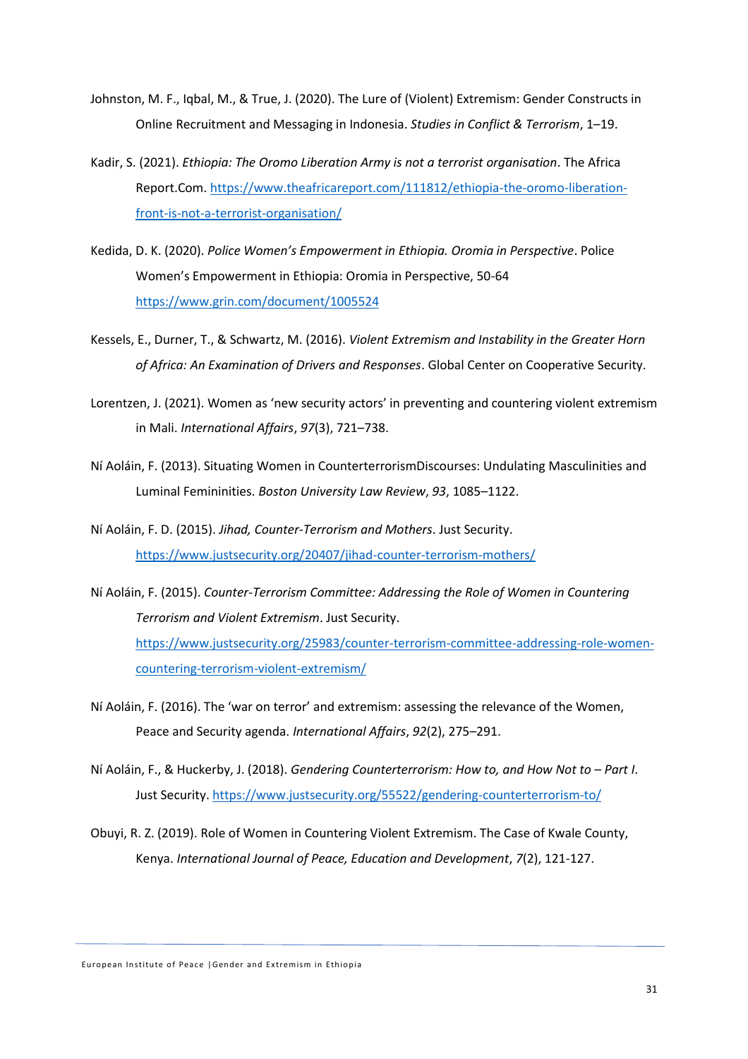Johnston, M. F., Iqbal, M., & True, J. (2020). The Lure of (Violent) Extremism: Gender Constructs in Online Recruitment and Messaging in Indonesia. *Studies in Conflict & Terrorism*, 1–19.

Kadir, S. (2021). *Ethiopia: The Oromo Liberation Army is not a terrorist organisation*. The Africa Report.Com. https://www.theafricareport.com/111812/ethiopia-the-oromo-liberation-front-is-not-a-terrorist-organisation/

Kedida, D. K. (2020). *Police Women's Empowerment in Ethiopia. Oromia in Perspective*. Police Women's Empowerment in Ethiopia: Oromia in Perspective, 50-64 https://www.grin.com/document/1005524

Kessels, E., Durner, T., & Schwartz, M. (2016). *Violent Extremism and Instability in the Greater Horn of Africa: An Examination of Drivers and Responses*. Global Center on Cooperative Security.

Lorentzen, J. (2021). Women as 'new security actors' in preventing and countering violent extremism in Mali. *International Affairs*, *97*(3), 721–738.

Ní Aoláin, F. (2013). Situating Women in CounterterrorismDiscourses: Undulating Masculinities and Luminal Femininities. *Boston University Law Review*, *93*, 1085–1122.

Ní Aoláin, F. D. (2015). *Jihad, Counter-Terrorism and Mothers*. Just Security. https://www.justsecurity.org/20407/jihad-counter-terrorism-mothers/

Ní Aoláin, F. (2015). *Counter-Terrorism Committee: Addressing the Role of Women in Countering Terrorism and Violent Extremism*. Just Security. https://www.justsecurity.org/25983/counter-terrorism-committee-addressing-role-women-countering-terrorism-violent-extremism/

Ní Aoláin, F. (2016). The 'war on terror' and extremism: assessing the relevance of the Women, Peace and Security agenda. *International Affairs*, *92*(2), 275–291.

Ní Aoláin, F., & Huckerby, J. (2018). *Gendering Counterterrorism: How to, and How Not to – Part I*. Just Security. https://www.justsecurity.org/55522/gendering-counterterrorism-to/

Obuyi, R. Z. (2019). Role of Women in Countering Violent Extremism. The Case of Kwale County, Kenya. *International Journal of Peace, Education and Development*, *7*(2), 121-127.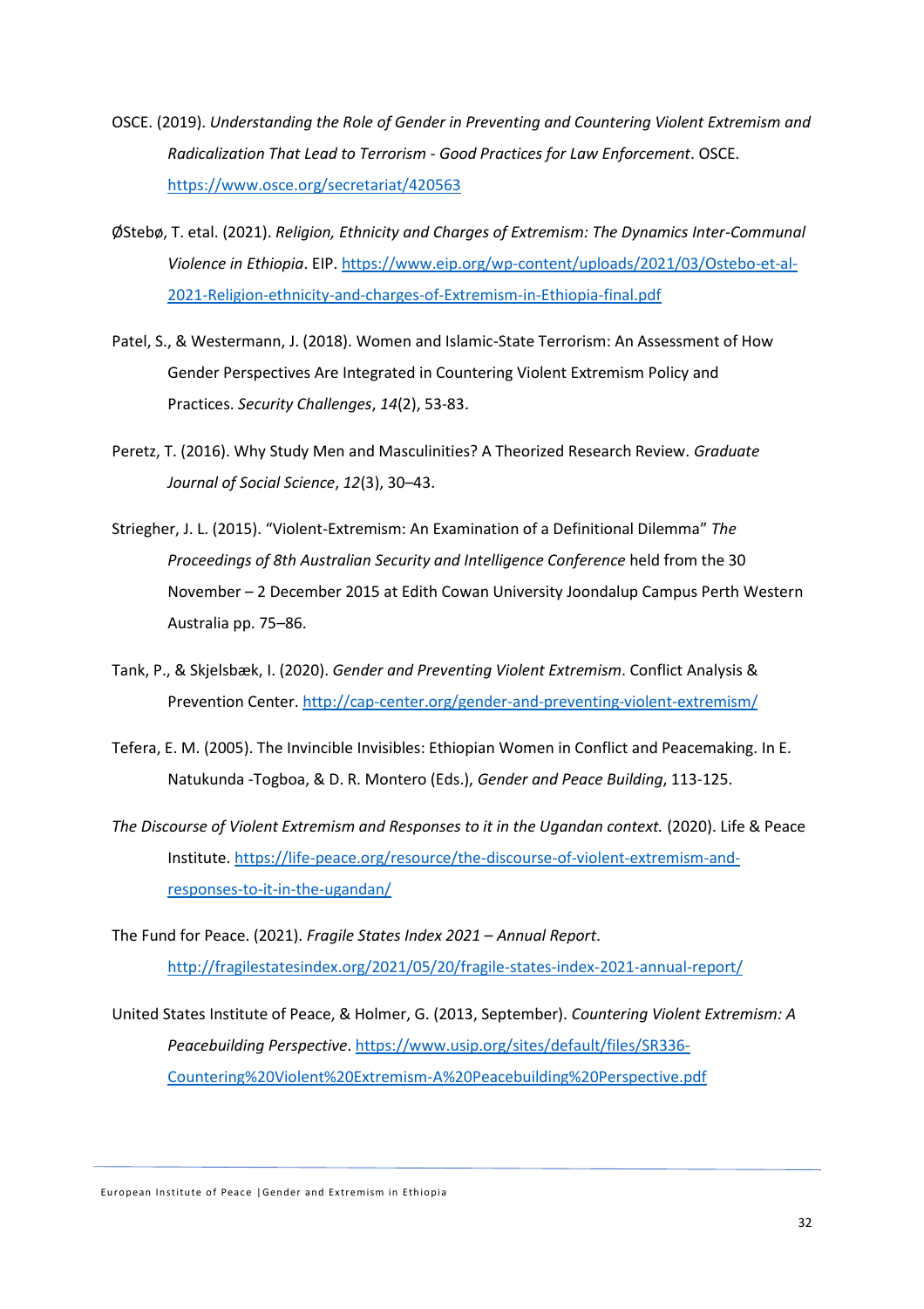OSCE. (2019). *Understanding the Role of Gender in Preventing and Countering Violent Extremism and Radicalization That Lead to Terrorism - Good Practices for Law Enforcement*. OSCE. https://www.osce.org/secretariat/420563

ØStebø, T. etal. (2021). *Religion, Ethnicity and Charges of Extremism: The Dynamics Inter-Communal Violence in Ethiopia*. EIP. https://www.eip.org/wp-content/uploads/2021/03/Ostebo-et-al-2021-Religion-ethnicity-and-charges-of-Extremism-in-Ethiopia-final.pdf

Patel, S., & Westermann, J. (2018). Women and Islamic-State Terrorism: An Assessment of How Gender Perspectives Are Integrated in Countering Violent Extremism Policy and Practices. *Security Challenges*, *14*(2), 53-83.

Peretz, T. (2016). Why Study Men and Masculinities? A Theorized Research Review. *Graduate Journal of Social Science*, *12*(3), 30–43.

Strieghher, J. L. (2015). "Violent-Extremism: An Examination of a Definitional Dilemma" *The Proceedings of 8th Australian Security and Intelligence Conference* held from the 30 November – 2 December 2015 at Edith Cowan University Joondalup Campus Perth Western Australia pp. 75–86.

Tank, P., & Skjelsbæk, I. (2020). *Gender and Preventing Violent Extremism*. Conflict Analysis & Prevention Center. http://cap-center.org/gender-and-preventing-violent-extremism/

Tefera, E. M. (2005). The Invincible Invisibles: Ethiopian Women in Conflict and Peacemaking. In E. Natukunda -Togboa, & D. R. Montero (Eds.), *Gender and Peace Building*, 113-125.

*The Discourse of Violent Extremism and Responses to it in the Ugandan context.* (2020). Life & Peace Institute. https://life-peace.org/resource/the-discourse-of-violent-extremism-and-responses-to-it-in-the-ugandan/

The Fund for Peace. (2021). *Fragile States Index 2021 – Annual Report.* http://fragilestatesindex.org/2021/05/20/fragile-states-index-2021-annual-report/

United States Institute of Peace, & Holmer, G. (2013, September). *Countering Violent Extremism: A Peacebuilding Perspective*. https://www.usip.org/sites/default/files/SR336-Countering%20Violent%20Extremism-A%20Peacebuilding%20Perspective.pdf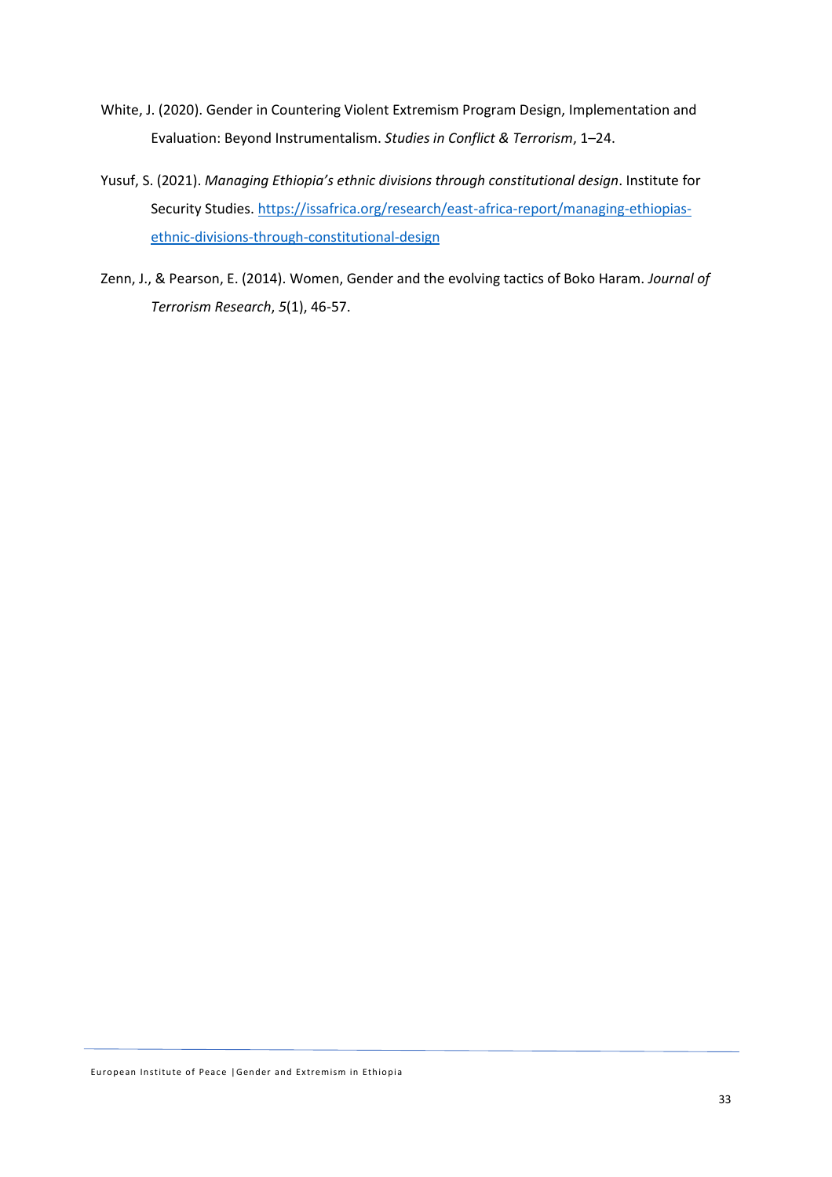White, J. (2020). Gender in Countering Violent Extremism Program Design, Implementation and Evaluation: Beyond Instrumentalism. *Studies in Conflict & Terrorism*, 1–24.

Yusuf, S. (2021). *Managing Ethiopia's ethnic divisions through constitutional design*. Institute for Security Studies. https://issafrica.org/research/east-africa-report/managing-ethiopias-ethnic-divisions-through-constitutional-design

Zenn, J., & Pearson, E. (2014). Women, Gender and the evolving tactics of Boko Haram. *Journal of Terrorism Research*, *5*(1), 46-57.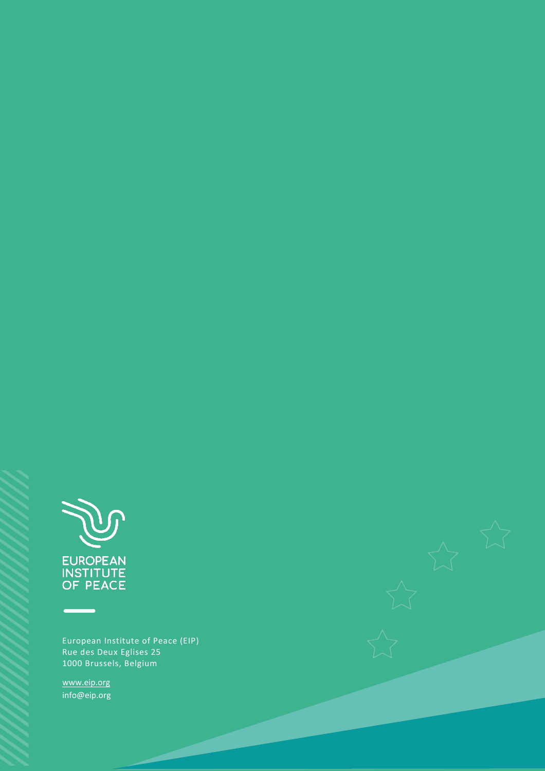EUROPEAN INSTITUTE OF PEACE

European Institute of Peace (EIP)
Rue des Deux Eglises 25
1000 Brussels, Belgium

www.eip.org
info@eip.org